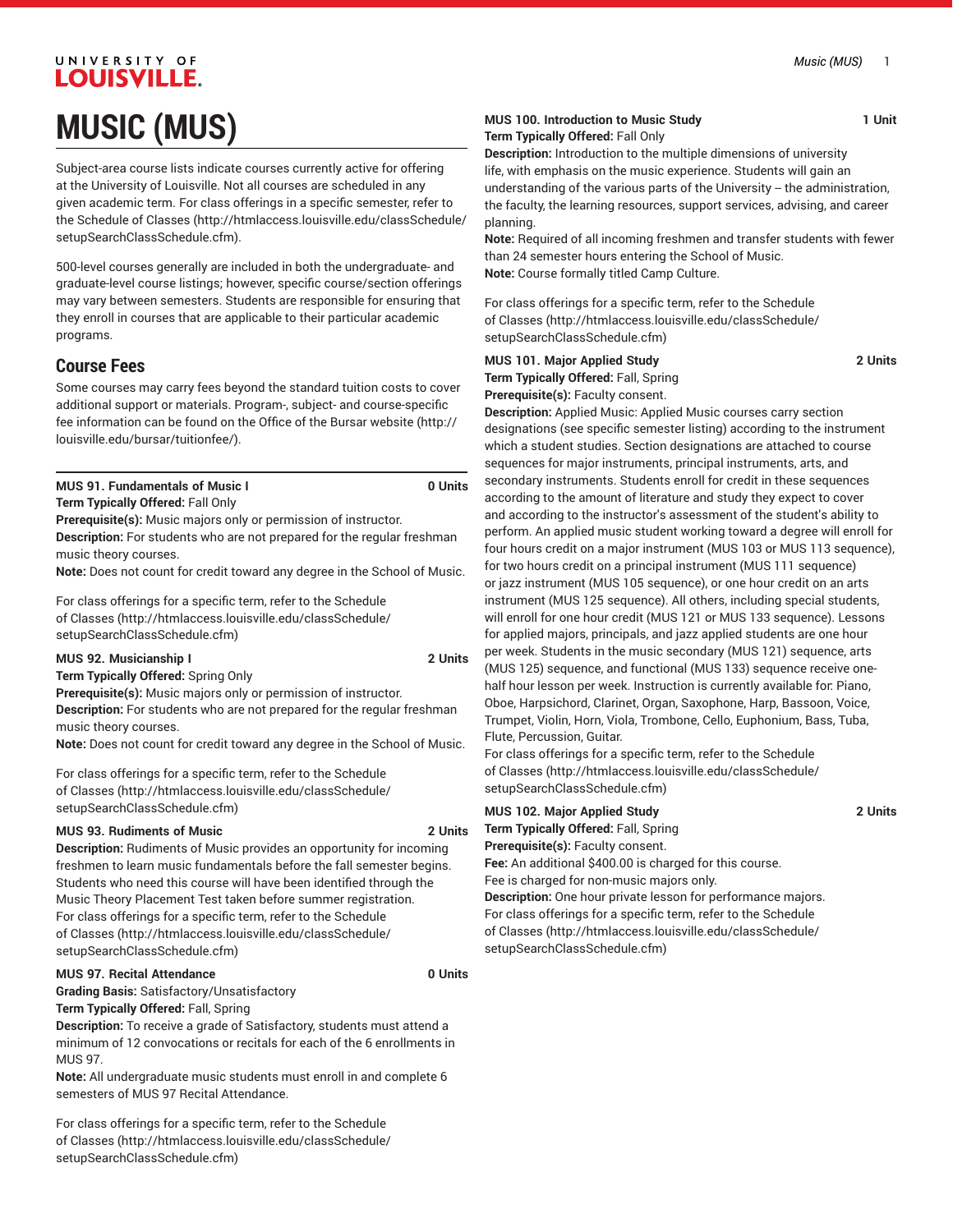# MUSIC (MUS)

Subject-area course lists indicate courses currently active for offering at the University of Louisville. Not all courses are scheduled in any given academic term. For class offerings in a specific semester, refer to the Schedule of Classes (http://htmlaccess.louisville.edu/classSchedule/setupSearchClassSchedule.cfm).

500-level courses generally are included in both the undergraduate- and graduate-level course listings; however, specific course/section offerings may vary between semesters. Students are responsible for ensuring that they enroll in courses that are applicable to their particular academic programs.

## Course Fees

Some courses may carry fees beyond the standard tuition costs to cover additional support or materials. Program-, subject- and course-specific fee information can be found on the Office of the Bursar website (http://louisville.edu/bursar/tuitionfee/).

**MUS 91. Fundamentals of Music I — 0 Units**
**Term Typically Offered:** Fall Only
**Prerequisite(s):** Music majors only or permission of instructor.
**Description:** For students who are not prepared for the regular freshman music theory courses.
**Note:** Does not count for credit toward any degree in the School of Music.

For class offerings for a specific term, refer to the Schedule of Classes (http://htmlaccess.louisville.edu/classSchedule/setupSearchClassSchedule.cfm)

**MUS 92. Musicianship I — 2 Units**
**Term Typically Offered:** Spring Only
**Prerequisite(s):** Music majors only or permission of instructor.
**Description:** For students who are not prepared for the regular freshman music theory courses.
**Note:** Does not count for credit toward any degree in the School of Music.

For class offerings for a specific term, refer to the Schedule of Classes (http://htmlaccess.louisville.edu/classSchedule/setupSearchClassSchedule.cfm)

**MUS 93. Rudiments of Music — 2 Units**
**Description:** Rudiments of Music provides an opportunity for incoming freshmen to learn music fundamentals before the fall semester begins. Students who need this course will have been identified through the Music Theory Placement Test taken before summer registration.
For class offerings for a specific term, refer to the Schedule of Classes (http://htmlaccess.louisville.edu/classSchedule/setupSearchClassSchedule.cfm)

**MUS 97. Recital Attendance — 0 Units**
**Grading Basis:** Satisfactory/Unsatisfactory
**Term Typically Offered:** Fall, Spring
**Description:** To receive a grade of Satisfactory, students must attend a minimum of 12 convocations or recitals for each of the 6 enrollments in MUS 97.
**Note:** All undergraduate music students must enroll in and complete 6 semesters of MUS 97 Recital Attendance.

For class offerings for a specific term, refer to the Schedule of Classes (http://htmlaccess.louisville.edu/classSchedule/setupSearchClassSchedule.cfm)

**MUS 100. Introduction to Music Study — 1 Unit**
**Term Typically Offered:** Fall Only
**Description:** Introduction to the multiple dimensions of university life, with emphasis on the music experience. Students will gain an understanding of the various parts of the University -- the administration, the faculty, the learning resources, support services, advising, and career planning.
**Note:** Required of all incoming freshmen and transfer students with fewer than 24 semester hours entering the School of Music.
**Note:** Course formally titled Camp Culture.

For class offerings for a specific term, refer to the Schedule of Classes (http://htmlaccess.louisville.edu/classSchedule/setupSearchClassSchedule.cfm)

**MUS 101. Major Applied Study — 2 Units**
**Term Typically Offered:** Fall, Spring
**Prerequisite(s):** Faculty consent.
**Description:** Applied Music: Applied Music courses carry section designations (see specific semester listing) according to the instrument which a student studies. Section designations are attached to course sequences for major instruments, principal instruments, arts, and secondary instruments. Students enroll for credit in these sequences according to the amount of literature and study they expect to cover and according to the instructor's assessment of the student's ability to perform. An applied music student working toward a degree will enroll for four hours credit on a major instrument (MUS 103 or MUS 113 sequence), for two hours credit on a principal instrument (MUS 111 sequence) or jazz instrument (MUS 105 sequence), or one hour credit on an arts instrument (MUS 125 sequence). All others, including special students, will enroll for one hour credit (MUS 121 or MUS 133 sequence). Lessons for applied majors, principals, and jazz applied students are one hour per week. Students in the music secondary (MUS 121) sequence, arts (MUS 125) sequence, and functional (MUS 133) sequence receive one-half hour lesson per week. Instruction is currently available for: Piano, Oboe, Harpsichord, Clarinet, Organ, Saxophone, Harp, Bassoon, Voice, Trumpet, Violin, Horn, Viola, Trombone, Cello, Euphonium, Bass, Tuba, Flute, Percussion, Guitar.
For class offerings for a specific term, refer to the Schedule of Classes (http://htmlaccess.louisville.edu/classSchedule/setupSearchClassSchedule.cfm)

**MUS 102. Major Applied Study — 2 Units**
**Term Typically Offered:** Fall, Spring
**Prerequisite(s):** Faculty consent.
**Fee:** An additional $400.00 is charged for this course.
Fee is charged for non-music majors only.
**Description:** One hour private lesson for performance majors.
For class offerings for a specific term, refer to the Schedule of Classes (http://htmlaccess.louisville.edu/classSchedule/setupSearchClassSchedule.cfm)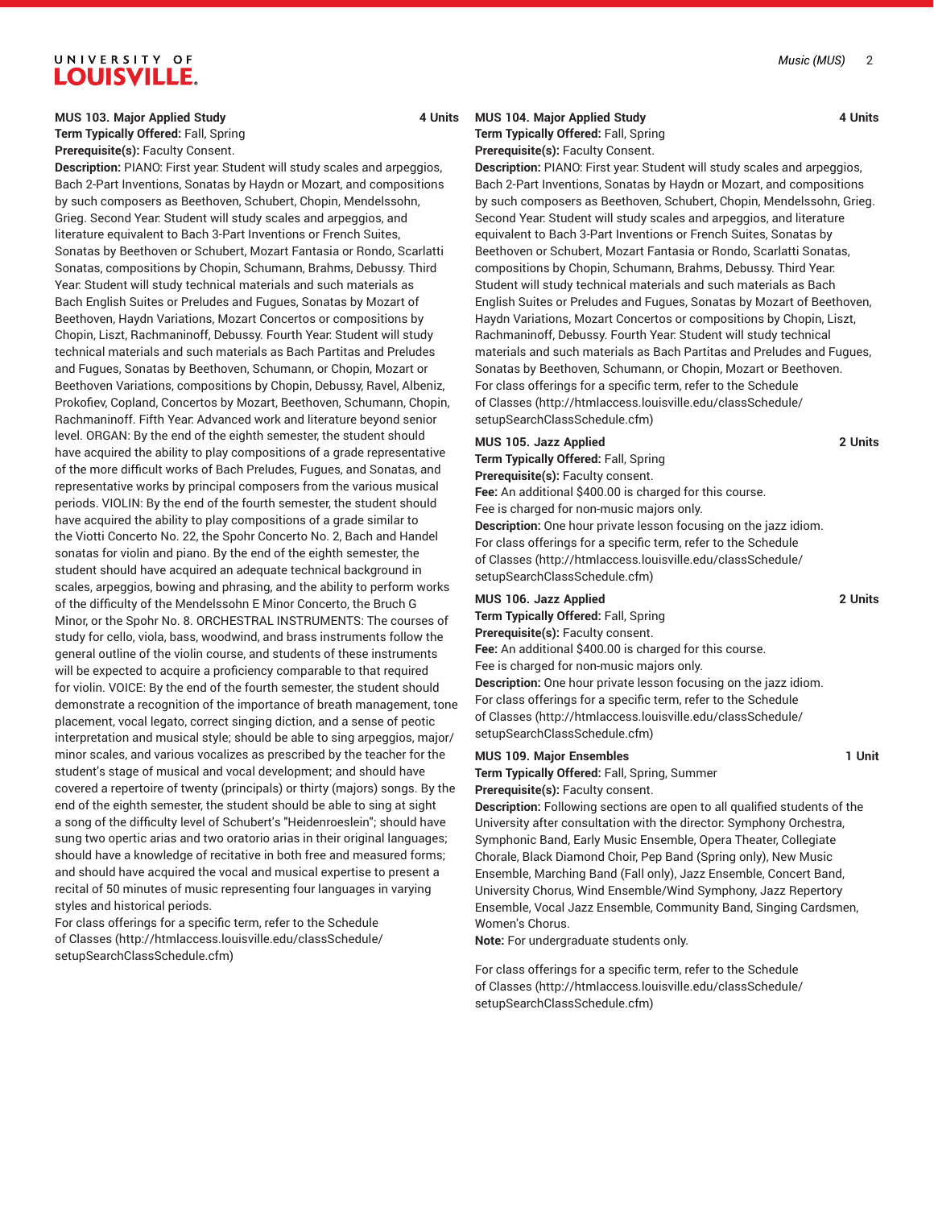**MUS 103. Major Applied Study 4 Units**

**Term Typically Offered:** Fall, Spring

**Prerequisite(s):** Faculty Consent.

**Description:** PIANO: First year. Student will study scales and arpeggios, Bach 2-Part Inventions, Sonatas by Haydn or Mozart, and compositions by such composers as Beethoven, Schubert, Chopin, Mendelssohn, Grieg. Second Year: Student will study scales and arpeggios, and literature equivalent to Bach 3-Part Inventions or French Suites, Sonatas by Beethoven or Schubert, Mozart Fantasia or Rondo, Scarlatti Sonatas, compositions by Chopin, Schumann, Brahms, Debussy. Third Year: Student will study technical materials and such materials as Bach English Suites or Preludes and Fugues, Sonatas by Mozart of Beethoven, Haydn Variations, Mozart Concertos or compositions by Chopin, Liszt, Rachmaninoff, Debussy. Fourth Year: Student will study technical materials and such materials as Bach Partitas and Preludes and Fugues, Sonatas by Beethoven, Schumann, or Chopin, Mozart or Beethoven Variations, compositions by Chopin, Debussy, Ravel, Albeniz, Prokofiev, Copland, Concertos by Mozart, Beethoven, Schumann, Chopin, Rachmaninoff. Fifth Year: Advanced work and literature beyond senior level. ORGAN: By the end of the eighth semester, the student should have acquired the ability to play compositions of a grade representative of the more difficult works of Bach Preludes, Fugues, and Sonatas, and representative works by principal composers from the various musical periods. VIOLIN: By the end of the fourth semester, the student should have acquired the ability to play compositions of a grade similar to the Viotti Concerto No. 22, the Spohr Concerto No. 2, Bach and Handel sonatas for violin and piano. By the end of the eighth semester, the student should have acquired an adequate technical background in scales, arpeggios, bowing and phrasing, and the ability to perform works of the difficulty of the Mendelssohn E Minor Concerto, the Bruch G Minor, or the Spohr No. 8. ORCHESTRAL INSTRUMENTS: The courses of study for cello, viola, bass, woodwind, and brass instruments follow the general outline of the violin course, and students of these instruments will be expected to acquire a proficiency comparable to that required for violin. VOICE: By the end of the fourth semester, the student should demonstrate a recognition of the importance of breath management, tone placement, vocal legato, correct singing diction, and a sense of peotic interpretation and musical style; should be able to sing arpeggios, major/minor scales, and various vocalizes as prescribed by the teacher for the student's stage of musical and vocal development; and should have covered a repertoire of twenty (principals) or thirty (majors) songs. By the end of the eighth semester, the student should be able to sing at sight a song of the difficulty level of Schubert's "Heidenroeslein"; should have sung two opertic arias and two oratorio arias in their original languages; should have a knowledge of recitative in both free and measured forms; and should have acquired the vocal and musical expertise to present a recital of 50 minutes of music representing four languages in varying styles and historical periods.

For class offerings for a specific term, refer to the Schedule of Classes (http://htmlaccess.louisville.edu/classSchedule/setupSearchClassSchedule.cfm)

**MUS 104. Major Applied Study 4 Units**

**Term Typically Offered:** Fall, Spring

**Prerequisite(s):** Faculty Consent.

**Description:** PIANO: First year. Student will study scales and arpeggios, Bach 2-Part Inventions, Sonatas by Haydn or Mozart, and compositions by such composers as Beethoven, Schubert, Chopin, Mendelssohn, Grieg. Second Year: Student will study scales and arpeggios, and literature equivalent to Bach 3-Part Inventions or French Suites, Sonatas by Beethoven or Schubert, Mozart Fantasia or Rondo, Scarlatti Sonatas, compositions by Chopin, Schumann, Brahms, Debussy. Third Year: Student will study technical materials and such materials as Bach English Suites or Preludes and Fugues, Sonatas by Mozart of Beethoven, Haydn Variations, Mozart Concertos or compositions by Chopin, Liszt, Rachmaninoff, Debussy. Fourth Year: Student will study technical materials and such materials as Bach Partitas and Preludes and Fugues, Sonatas by Beethoven, Schumann, or Chopin, Mozart or Beethoven.

For class offerings for a specific term, refer to the Schedule of Classes (http://htmlaccess.louisville.edu/classSchedule/setupSearchClassSchedule.cfm)

**MUS 105. Jazz Applied 2 Units**

**Term Typically Offered:** Fall, Spring

**Prerequisite(s):** Faculty consent.

**Fee:** An additional $400.00 is charged for this course.

Fee is charged for non-music majors only.

**Description:** One hour private lesson focusing on the jazz idiom.

For class offerings for a specific term, refer to the Schedule of Classes (http://htmlaccess.louisville.edu/classSchedule/setupSearchClassSchedule.cfm)

**MUS 106. Jazz Applied 2 Units**

**Term Typically Offered:** Fall, Spring

**Prerequisite(s):** Faculty consent.

**Fee:** An additional $400.00 is charged for this course.

Fee is charged for non-music majors only.

**Description:** One hour private lesson focusing on the jazz idiom.

For class offerings for a specific term, refer to the Schedule of Classes (http://htmlaccess.louisville.edu/classSchedule/setupSearchClassSchedule.cfm)

**MUS 109. Major Ensembles 1 Unit**

**Term Typically Offered:** Fall, Spring, Summer

**Prerequisite(s):** Faculty consent.

**Description:** Following sections are open to all qualified students of the University after consultation with the director: Symphony Orchestra, Symphonic Band, Early Music Ensemble, Opera Theater, Collegiate Chorale, Black Diamond Choir, Pep Band (Spring only), New Music Ensemble, Marching Band (Fall only), Jazz Ensemble, Concert Band, University Chorus, Wind Ensemble/Wind Symphony, Jazz Repertory Ensemble, Vocal Jazz Ensemble, Community Band, Singing Cardsmen, Women's Chorus.

**Note:** For undergraduate students only.

For class offerings for a specific term, refer to the Schedule of Classes (http://htmlaccess.louisville.edu/classSchedule/setupSearchClassSchedule.cfm)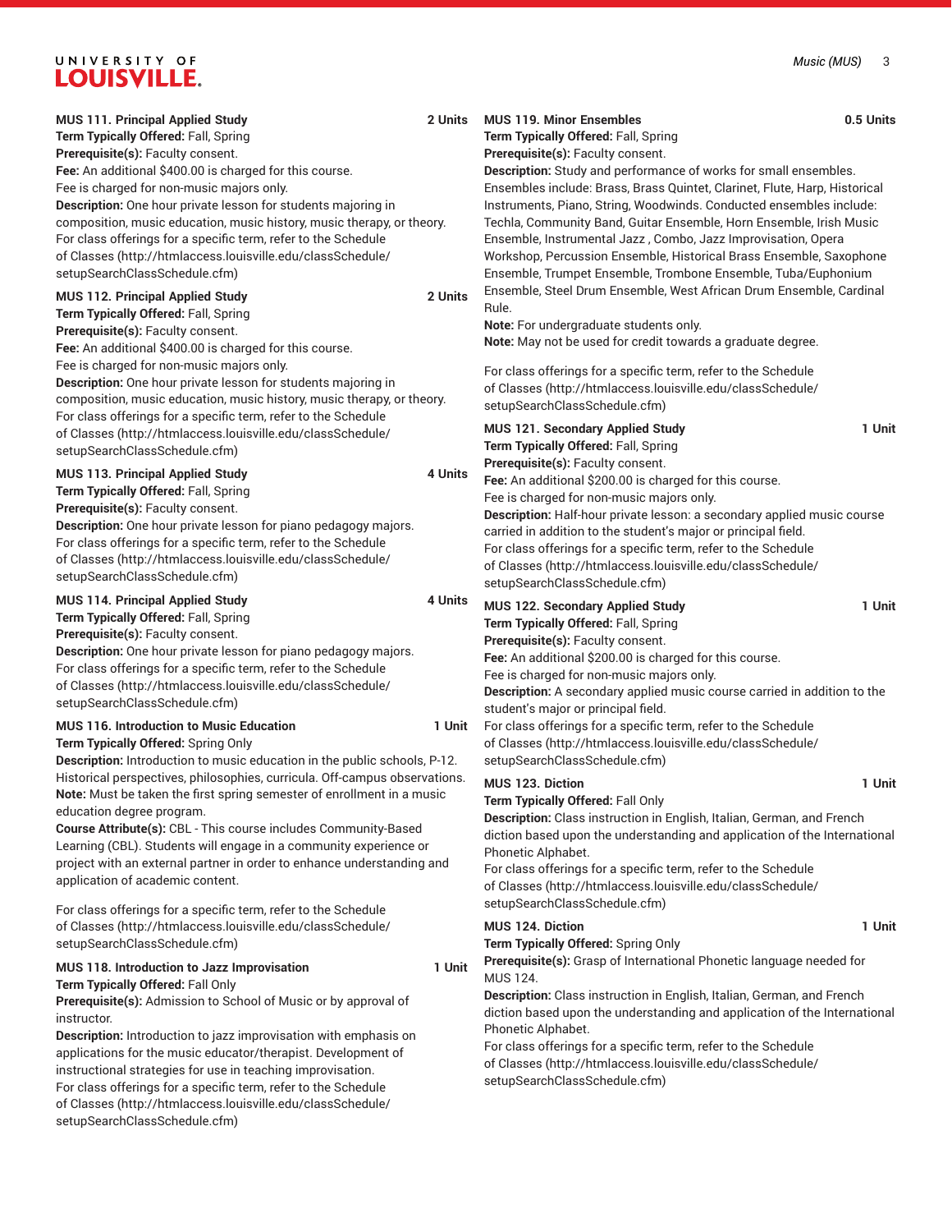**MUS 111. Principal Applied Study 2 Units**

**Term Typically Offered:** Fall, Spring
**Prerequisite(s):** Faculty consent.
**Fee:** An additional $400.00 is charged for this course.
Fee is charged for non-music majors only.
**Description:** One hour private lesson for students majoring in composition, music education, music history, music therapy, or theory.
For class offerings for a specific term, refer to the Schedule of Classes (http://htmlaccess.louisville.edu/classSchedule/setupSearchClassSchedule.cfm)

**MUS 112. Principal Applied Study 2 Units**

**Term Typically Offered:** Fall, Spring
**Prerequisite(s):** Faculty consent.
**Fee:** An additional $400.00 is charged for this course.
Fee is charged for non-music majors only.
**Description:** One hour private lesson for students majoring in composition, music education, music history, music therapy, or theory.
For class offerings for a specific term, refer to the Schedule of Classes (http://htmlaccess.louisville.edu/classSchedule/setupSearchClassSchedule.cfm)

**MUS 113. Principal Applied Study 4 Units**

**Term Typically Offered:** Fall, Spring
**Prerequisite(s):** Faculty consent.
**Description:** One hour private lesson for piano pedagogy majors.
For class offerings for a specific term, refer to the Schedule of Classes (http://htmlaccess.louisville.edu/classSchedule/setupSearchClassSchedule.cfm)

**MUS 114. Principal Applied Study 4 Units**

**Term Typically Offered:** Fall, Spring
**Prerequisite(s):** Faculty consent.
**Description:** One hour private lesson for piano pedagogy majors.
For class offerings for a specific term, refer to the Schedule of Classes (http://htmlaccess.louisville.edu/classSchedule/setupSearchClassSchedule.cfm)

**MUS 116. Introduction to Music Education 1 Unit**

**Term Typically Offered:** Spring Only
**Description:** Introduction to music education in the public schools, P-12. Historical perspectives, philosophies, curricula. Off-campus observations.
**Note:** Must be taken the first spring semester of enrollment in a music education degree program.
**Course Attribute(s):** CBL - This course includes Community-Based Learning (CBL). Students will engage in a community experience or project with an external partner in order to enhance understanding and application of academic content.

For class offerings for a specific term, refer to the Schedule of Classes (http://htmlaccess.louisville.edu/classSchedule/setupSearchClassSchedule.cfm)

**MUS 118. Introduction to Jazz Improvisation 1 Unit**

**Term Typically Offered:** Fall Only
**Prerequisite(s):** Admission to School of Music or by approval of instructor.
**Description:** Introduction to jazz improvisation with emphasis on applications for the music educator/therapist. Development of instructional strategies for use in teaching improvisation.
For class offerings for a specific term, refer to the Schedule of Classes (http://htmlaccess.louisville.edu/classSchedule/setupSearchClassSchedule.cfm)

**MUS 119. Minor Ensembles 0.5 Units**

**Term Typically Offered:** Fall, Spring
**Prerequisite(s):** Faculty consent.
**Description:** Study and performance of works for small ensembles. Ensembles include: Brass, Brass Quintet, Clarinet, Flute, Harp, Historical Instruments, Piano, String, Woodwinds. Conducted ensembles include: Techla, Community Band, Guitar Ensemble, Horn Ensemble, Irish Music Ensemble, Instrumental Jazz , Combo, Jazz Improvisation, Opera Workshop, Percussion Ensemble, Historical Brass Ensemble, Saxophone Ensemble, Trumpet Ensemble, Trombone Ensemble, Tuba/Euphonium Ensemble, Steel Drum Ensemble, West African Drum Ensemble, Cardinal Rule.
**Note:** For undergraduate students only.
**Note:** May not be used for credit towards a graduate degree.

For class offerings for a specific term, refer to the Schedule of Classes (http://htmlaccess.louisville.edu/classSchedule/setupSearchClassSchedule.cfm)

**MUS 121. Secondary Applied Study 1 Unit**

**Term Typically Offered:** Fall, Spring
**Prerequisite(s):** Faculty consent.
**Fee:** An additional $200.00 is charged for this course.
Fee is charged for non-music majors only.
**Description:** Half-hour private lesson: a secondary applied music course carried in addition to the student's major or principal field.
For class offerings for a specific term, refer to the Schedule of Classes (http://htmlaccess.louisville.edu/classSchedule/setupSearchClassSchedule.cfm)

**MUS 122. Secondary Applied Study 1 Unit**

**Term Typically Offered:** Fall, Spring
**Prerequisite(s):** Faculty consent.
**Fee:** An additional $200.00 is charged for this course.
Fee is charged for non-music majors only.
**Description:** A secondary applied music course carried in addition to the student's major or principal field.
For class offerings for a specific term, refer to the Schedule of Classes (http://htmlaccess.louisville.edu/classSchedule/setupSearchClassSchedule.cfm)

**MUS 123. Diction 1 Unit**

**Term Typically Offered:** Fall Only
**Description:** Class instruction in English, Italian, German, and French diction based upon the understanding and application of the International Phonetic Alphabet.
For class offerings for a specific term, refer to the Schedule of Classes (http://htmlaccess.louisville.edu/classSchedule/setupSearchClassSchedule.cfm)

**MUS 124. Diction 1 Unit**

**Term Typically Offered:** Spring Only
**Prerequisite(s):** Grasp of International Phonetic language needed for MUS 124.
**Description:** Class instruction in English, Italian, German, and French diction based upon the understanding and application of the International Phonetic Alphabet.
For class offerings for a specific term, refer to the Schedule of Classes (http://htmlaccess.louisville.edu/classSchedule/setupSearchClassSchedule.cfm)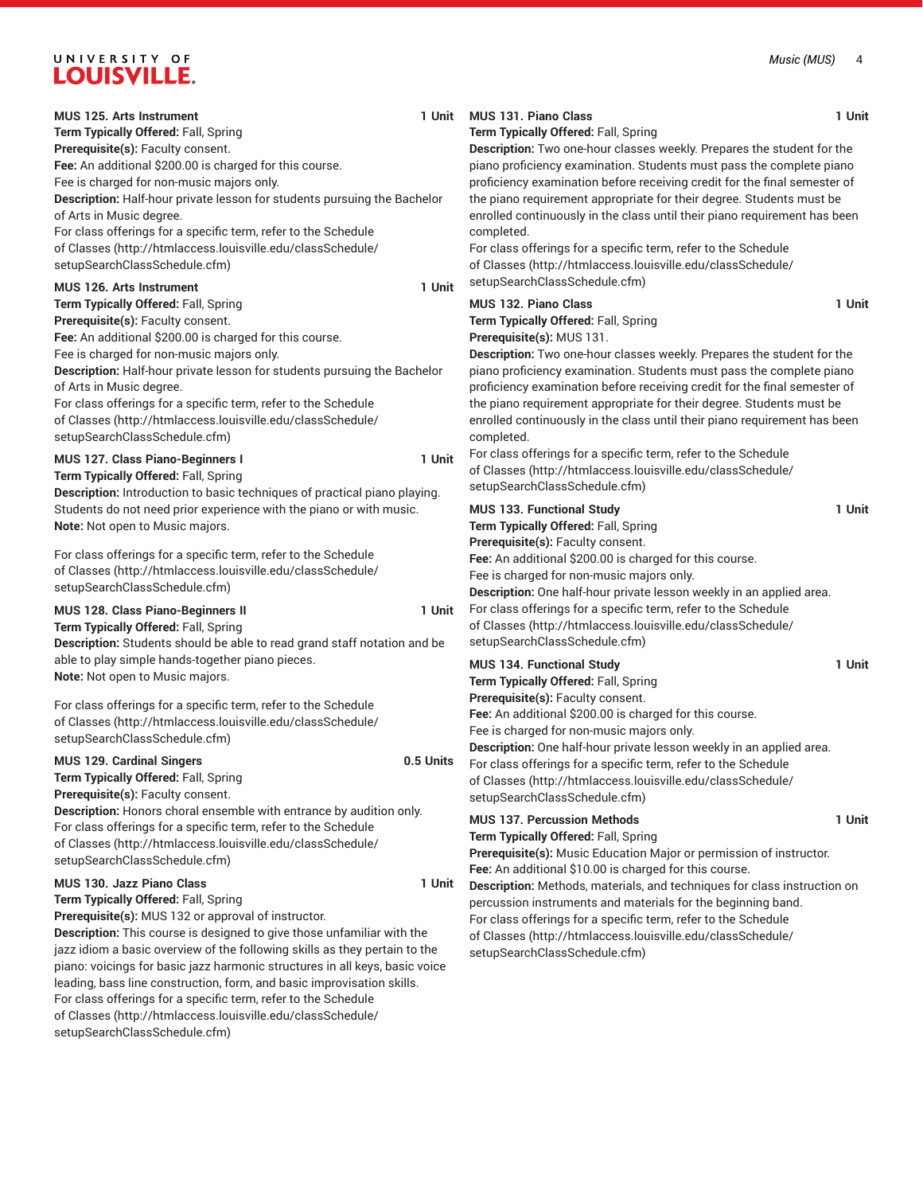**MUS 125. Arts Instrument** **1 Unit**
**Term Typically Offered:** Fall, Spring
**Prerequisite(s):** Faculty consent.
**Fee:** An additional $200.00 is charged for this course.
Fee is charged for non-music majors only.
**Description:** Half-hour private lesson for students pursuing the Bachelor of Arts in Music degree.
For class offerings for a specific term, refer to the Schedule of Classes (http://htmlaccess.louisville.edu/classSchedule/setupSearchClassSchedule.cfm)

**MUS 126. Arts Instrument** **1 Unit**
**Term Typically Offered:** Fall, Spring
**Prerequisite(s):** Faculty consent.
**Fee:** An additional $200.00 is charged for this course.
Fee is charged for non-music majors only.
**Description:** Half-hour private lesson for students pursuing the Bachelor of Arts in Music degree.
For class offerings for a specific term, refer to the Schedule of Classes (http://htmlaccess.louisville.edu/classSchedule/setupSearchClassSchedule.cfm)

**MUS 127. Class Piano-Beginners I** **1 Unit**
**Term Typically Offered:** Fall, Spring
**Description:** Introduction to basic techniques of practical piano playing. Students do not need prior experience with the piano or with music.
**Note:** Not open to Music majors.

For class offerings for a specific term, refer to the Schedule of Classes (http://htmlaccess.louisville.edu/classSchedule/setupSearchClassSchedule.cfm)

**MUS 128. Class Piano-Beginners II** **1 Unit**
**Term Typically Offered:** Fall, Spring
**Description:** Students should be able to read grand staff notation and be able to play simple hands-together piano pieces.
**Note:** Not open to Music majors.

For class offerings for a specific term, refer to the Schedule of Classes (http://htmlaccess.louisville.edu/classSchedule/setupSearchClassSchedule.cfm)

**MUS 129. Cardinal Singers** **0.5 Units**
**Term Typically Offered:** Fall, Spring
**Prerequisite(s):** Faculty consent.
**Description:** Honors choral ensemble with entrance by audition only.
For class offerings for a specific term, refer to the Schedule of Classes (http://htmlaccess.louisville.edu/classSchedule/setupSearchClassSchedule.cfm)

**MUS 130. Jazz Piano Class** **1 Unit**
**Term Typically Offered:** Fall, Spring
**Prerequisite(s):** MUS 132 or approval of instructor.
**Description:** This course is designed to give those unfamiliar with the jazz idiom a basic overview of the following skills as they pertain to the piano: voicings for basic jazz harmonic structures in all keys, basic voice leading, bass line construction, form, and basic improvisation skills.
For class offerings for a specific term, refer to the Schedule of Classes (http://htmlaccess.louisville.edu/classSchedule/setupSearchClassSchedule.cfm)

**MUS 131. Piano Class** **1 Unit**
**Term Typically Offered:** Fall, Spring
**Description:** Two one-hour classes weekly. Prepares the student for the piano proficiency examination. Students must pass the complete piano proficiency examination before receiving credit for the final semester of the piano requirement appropriate for their degree. Students must be enrolled continuously in the class until their piano requirement has been completed.
For class offerings for a specific term, refer to the Schedule of Classes (http://htmlaccess.louisville.edu/classSchedule/setupSearchClassSchedule.cfm)

**MUS 132. Piano Class** **1 Unit**
**Term Typically Offered:** Fall, Spring
**Prerequisite(s):** MUS 131.
**Description:** Two one-hour classes weekly. Prepares the student for the piano proficiency examination. Students must pass the complete piano proficiency examination before receiving credit for the final semester of the piano requirement appropriate for their degree. Students must be enrolled continuously in the class until their piano requirement has been completed.
For class offerings for a specific term, refer to the Schedule of Classes (http://htmlaccess.louisville.edu/classSchedule/setupSearchClassSchedule.cfm)

**MUS 133. Functional Study** **1 Unit**
**Term Typically Offered:** Fall, Spring
**Prerequisite(s):** Faculty consent.
**Fee:** An additional $200.00 is charged for this course.
Fee is charged for non-music majors only.
**Description:** One half-hour private lesson weekly in an applied area.
For class offerings for a specific term, refer to the Schedule of Classes (http://htmlaccess.louisville.edu/classSchedule/setupSearchClassSchedule.cfm)

**MUS 134. Functional Study** **1 Unit**
**Term Typically Offered:** Fall, Spring
**Prerequisite(s):** Faculty consent.
**Fee:** An additional $200.00 is charged for this course.
Fee is charged for non-music majors only.
**Description:** One half-hour private lesson weekly in an applied area.
For class offerings for a specific term, refer to the Schedule of Classes (http://htmlaccess.louisville.edu/classSchedule/setupSearchClassSchedule.cfm)

**MUS 137. Percussion Methods** **1 Unit**
**Term Typically Offered:** Fall, Spring
**Prerequisite(s):** Music Education Major or permission of instructor.
**Fee:** An additional $10.00 is charged for this course.
**Description:** Methods, materials, and techniques for class instruction on percussion instruments and materials for the beginning band.
For class offerings for a specific term, refer to the Schedule of Classes (http://htmlaccess.louisville.edu/classSchedule/setupSearchClassSchedule.cfm)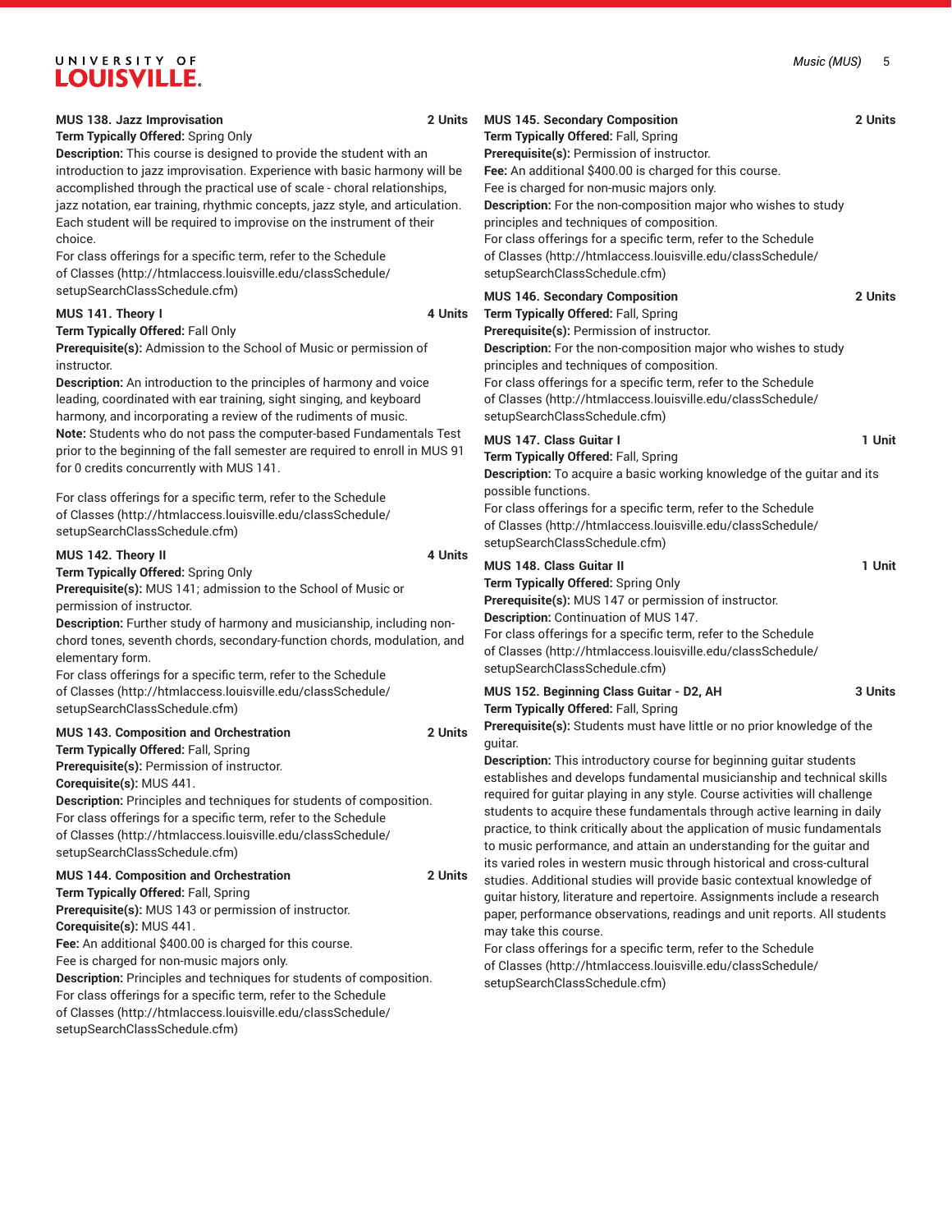**MUS 138. Jazz Improvisation** **2 Units**

**Term Typically Offered:** Spring Only

**Description:** This course is designed to provide the student with an introduction to jazz improvisation. Experience with basic harmony will be accomplished through the practical use of scale - choral relationships, jazz notation, ear training, rhythmic concepts, jazz style, and articulation. Each student will be required to improvise on the instrument of their choice.

For class offerings for a specific term, refer to the Schedule of Classes (http://htmlaccess.louisville.edu/classSchedule/setupSearchClassSchedule.cfm)

**MUS 141. Theory I** **4 Units**

**Term Typically Offered:** Fall Only

**Prerequisite(s):** Admission to the School of Music or permission of instructor.

**Description:** An introduction to the principles of harmony and voice leading, coordinated with ear training, sight singing, and keyboard harmony, and incorporating a review of the rudiments of music.

**Note:** Students who do not pass the computer-based Fundamentals Test prior to the beginning of the fall semester are required to enroll in MUS 91 for 0 credits concurrently with MUS 141.

For class offerings for a specific term, refer to the Schedule of Classes (http://htmlaccess.louisville.edu/classSchedule/setupSearchClassSchedule.cfm)

**MUS 142. Theory II** **4 Units**

**Term Typically Offered:** Spring Only

**Prerequisite(s):** MUS 141; admission to the School of Music or permission of instructor.

**Description:** Further study of harmony and musicianship, including non-chord tones, seventh chords, secondary-function chords, modulation, and elementary form.

For class offerings for a specific term, refer to the Schedule of Classes (http://htmlaccess.louisville.edu/classSchedule/setupSearchClassSchedule.cfm)

**MUS 143. Composition and Orchestration** **2 Units**

**Term Typically Offered:** Fall, Spring

**Prerequisite(s):** Permission of instructor.

**Corequisite(s):** MUS 441.

**Description:** Principles and techniques for students of composition.

For class offerings for a specific term, refer to the Schedule of Classes (http://htmlaccess.louisville.edu/classSchedule/setupSearchClassSchedule.cfm)

**MUS 144. Composition and Orchestration** **2 Units**

**Term Typically Offered:** Fall, Spring

**Prerequisite(s):** MUS 143 or permission of instructor.

**Corequisite(s):** MUS 441.

**Fee:** An additional $400.00 is charged for this course.

Fee is charged for non-music majors only.

**Description:** Principles and techniques for students of composition.

For class offerings for a specific term, refer to the Schedule of Classes (http://htmlaccess.louisville.edu/classSchedule/setupSearchClassSchedule.cfm)

**MUS 145. Secondary Composition** **2 Units**

**Term Typically Offered:** Fall, Spring

**Prerequisite(s):** Permission of instructor.

**Fee:** An additional $400.00 is charged for this course.

Fee is charged for non-music majors only.

**Description:** For the non-composition major who wishes to study principles and techniques of composition.

For class offerings for a specific term, refer to the Schedule of Classes (http://htmlaccess.louisville.edu/classSchedule/setupSearchClassSchedule.cfm)

**MUS 146. Secondary Composition** **2 Units**

**Term Typically Offered:** Fall, Spring

**Prerequisite(s):** Permission of instructor.

**Description:** For the non-composition major who wishes to study principles and techniques of composition.

For class offerings for a specific term, refer to the Schedule of Classes (http://htmlaccess.louisville.edu/classSchedule/setupSearchClassSchedule.cfm)

**MUS 147. Class Guitar I** **1 Unit**

**Term Typically Offered:** Fall, Spring

**Description:** To acquire a basic working knowledge of the guitar and its possible functions.

For class offerings for a specific term, refer to the Schedule of Classes (http://htmlaccess.louisville.edu/classSchedule/setupSearchClassSchedule.cfm)

**MUS 148. Class Guitar II** **1 Unit**

**Term Typically Offered:** Spring Only

**Prerequisite(s):** MUS 147 or permission of instructor.

**Description:** Continuation of MUS 147.

For class offerings for a specific term, refer to the Schedule of Classes (http://htmlaccess.louisville.edu/classSchedule/setupSearchClassSchedule.cfm)

**MUS 152. Beginning Class Guitar - D2, AH** **3 Units**

**Term Typically Offered:** Fall, Spring

**Prerequisite(s):** Students must have little or no prior knowledge of the guitar.

**Description:** This introductory course for beginning guitar students establishes and develops fundamental musicianship and technical skills required for guitar playing in any style. Course activities will challenge students to acquire these fundamentals through active learning in daily practice, to think critically about the application of music fundamentals to music performance, and attain an understanding for the guitar and its varied roles in western music through historical and cross-cultural studies. Additional studies will provide basic contextual knowledge of guitar history, literature and repertoire. Assignments include a research paper, performance observations, readings and unit reports. All students may take this course.

For class offerings for a specific term, refer to the Schedule of Classes (http://htmlaccess.louisville.edu/classSchedule/setupSearchClassSchedule.cfm)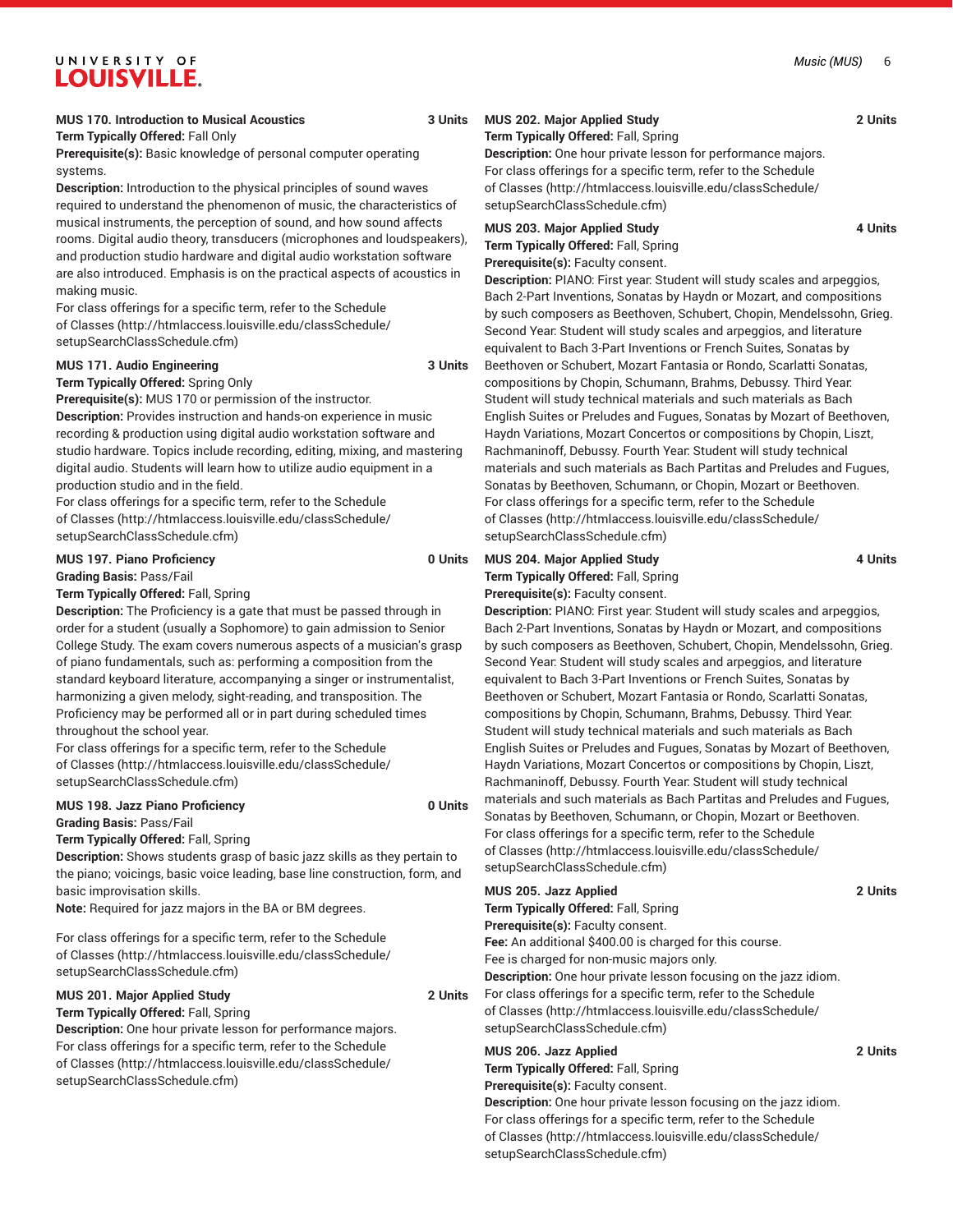**MUS 170. Introduction to Musical Acoustics** **3 Units**

**Term Typically Offered:** Fall Only

**Prerequisite(s):** Basic knowledge of personal computer operating systems.

**Description:** Introduction to the physical principles of sound waves required to understand the phenomenon of music, the characteristics of musical instruments, the perception of sound, and how sound affects rooms. Digital audio theory, transducers (microphones and loudspeakers), and production studio hardware and digital audio workstation software are also introduced. Emphasis is on the practical aspects of acoustics in making music.

For class offerings for a specific term, refer to the Schedule of Classes (http://htmlaccess.louisville.edu/classSchedule/setupSearchClassSchedule.cfm)

**MUS 171. Audio Engineering** **3 Units**

**Term Typically Offered:** Spring Only

**Prerequisite(s):** MUS 170 or permission of the instructor.

**Description:** Provides instruction and hands-on experience in music recording & production using digital audio workstation software and studio hardware. Topics include recording, editing, mixing, and mastering digital audio. Students will learn how to utilize audio equipment in a production studio and in the field.

For class offerings for a specific term, refer to the Schedule of Classes (http://htmlaccess.louisville.edu/classSchedule/setupSearchClassSchedule.cfm)

**MUS 197. Piano Proficiency** **0 Units**

**Grading Basis:** Pass/Fail

**Term Typically Offered:** Fall, Spring

**Description:** The Proficiency is a gate that must be passed through in order for a student (usually a Sophomore) to gain admission to Senior College Study. The exam covers numerous aspects of a musician's grasp of piano fundamentals, such as: performing a composition from the standard keyboard literature, accompanying a singer or instrumentalist, harmonizing a given melody, sight-reading, and transposition. The Proficiency may be performed all or in part during scheduled times throughout the school year.

For class offerings for a specific term, refer to the Schedule of Classes (http://htmlaccess.louisville.edu/classSchedule/setupSearchClassSchedule.cfm)

**MUS 198. Jazz Piano Proficiency** **0 Units**

**Grading Basis:** Pass/Fail

**Term Typically Offered:** Fall, Spring

**Description:** Shows students grasp of basic jazz skills as they pertain to the piano; voicings, basic voice leading, base line construction, form, and basic improvisation skills.

**Note:** Required for jazz majors in the BA or BM degrees.

For class offerings for a specific term, refer to the Schedule of Classes (http://htmlaccess.louisville.edu/classSchedule/setupSearchClassSchedule.cfm)

**MUS 201. Major Applied Study** **2 Units**

**Term Typically Offered:** Fall, Spring

**Description:** One hour private lesson for performance majors.

For class offerings for a specific term, refer to the Schedule of Classes (http://htmlaccess.louisville.edu/classSchedule/setupSearchClassSchedule.cfm)

**MUS 202. Major Applied Study** **2 Units**

**Term Typically Offered:** Fall, Spring

**Description:** One hour private lesson for performance majors.

For class offerings for a specific term, refer to the Schedule of Classes (http://htmlaccess.louisville.edu/classSchedule/setupSearchClassSchedule.cfm)

**MUS 203. Major Applied Study** **4 Units**

**Term Typically Offered:** Fall, Spring

**Prerequisite(s):** Faculty consent.

**Description:** PIANO: First year. Student will study scales and arpeggios, Bach 2-Part Inventions, Sonatas by Haydn or Mozart, and compositions by such composers as Beethoven, Schubert, Chopin, Mendelssohn, Grieg. Second Year. Student will study scales and arpeggios, and literature equivalent to Bach 3-Part Inventions or French Suites, Sonatas by Beethoven or Schubert, Mozart Fantasia or Rondo, Scarlatti Sonatas, compositions by Chopin, Schumann, Brahms, Debussy. Third Year. Student will study technical materials and such materials as Bach English Suites or Preludes and Fugues, Sonatas by Mozart of Beethoven, Haydn Variations, Mozart Concertos or compositions by Chopin, Liszt, Rachmaninoff, Debussy. Fourth Year. Student will study technical materials and such materials as Bach Partitas and Preludes and Fugues, Sonatas by Beethoven, Schumann, or Chopin, Mozart or Beethoven.

For class offerings for a specific term, refer to the Schedule of Classes (http://htmlaccess.louisville.edu/classSchedule/setupSearchClassSchedule.cfm)

**MUS 204. Major Applied Study** **4 Units**

**Term Typically Offered:** Fall, Spring

**Prerequisite(s):** Faculty consent.

**Description:** PIANO: First year. Student will study scales and arpeggios, Bach 2-Part Inventions, Sonatas by Haydn or Mozart, and compositions by such composers as Beethoven, Schubert, Chopin, Mendelssohn, Grieg. Second Year. Student will study scales and arpeggios, and literature equivalent to Bach 3-Part Inventions or French Suites, Sonatas by Beethoven or Schubert, Mozart Fantasia or Rondo, Scarlatti Sonatas, compositions by Chopin, Schumann, Brahms, Debussy. Third Year. Student will study technical materials and such materials as Bach English Suites or Preludes and Fugues, Sonatas by Mozart of Beethoven, Haydn Variations, Mozart Concertos or compositions by Chopin, Liszt, Rachmaninoff, Debussy. Fourth Year. Student will study technical materials and such materials as Bach Partitas and Preludes and Fugues, Sonatas by Beethoven, Schumann, or Chopin, Mozart or Beethoven.

For class offerings for a specific term, refer to the Schedule of Classes (http://htmlaccess.louisville.edu/classSchedule/setupSearchClassSchedule.cfm)

**MUS 205. Jazz Applied** **2 Units**

**Term Typically Offered:** Fall, Spring

**Prerequisite(s):** Faculty consent.

**Fee:** An additional $400.00 is charged for this course.

Fee is charged for non-music majors only.

**Description:** One hour private lesson focusing on the jazz idiom.

For class offerings for a specific term, refer to the Schedule of Classes (http://htmlaccess.louisville.edu/classSchedule/setupSearchClassSchedule.cfm)

**MUS 206. Jazz Applied** **2 Units**

**Term Typically Offered:** Fall, Spring

**Prerequisite(s):** Faculty consent.

**Description:** One hour private lesson focusing on the jazz idiom.

For class offerings for a specific term, refer to the Schedule of Classes (http://htmlaccess.louisville.edu/classSchedule/setupSearchClassSchedule.cfm)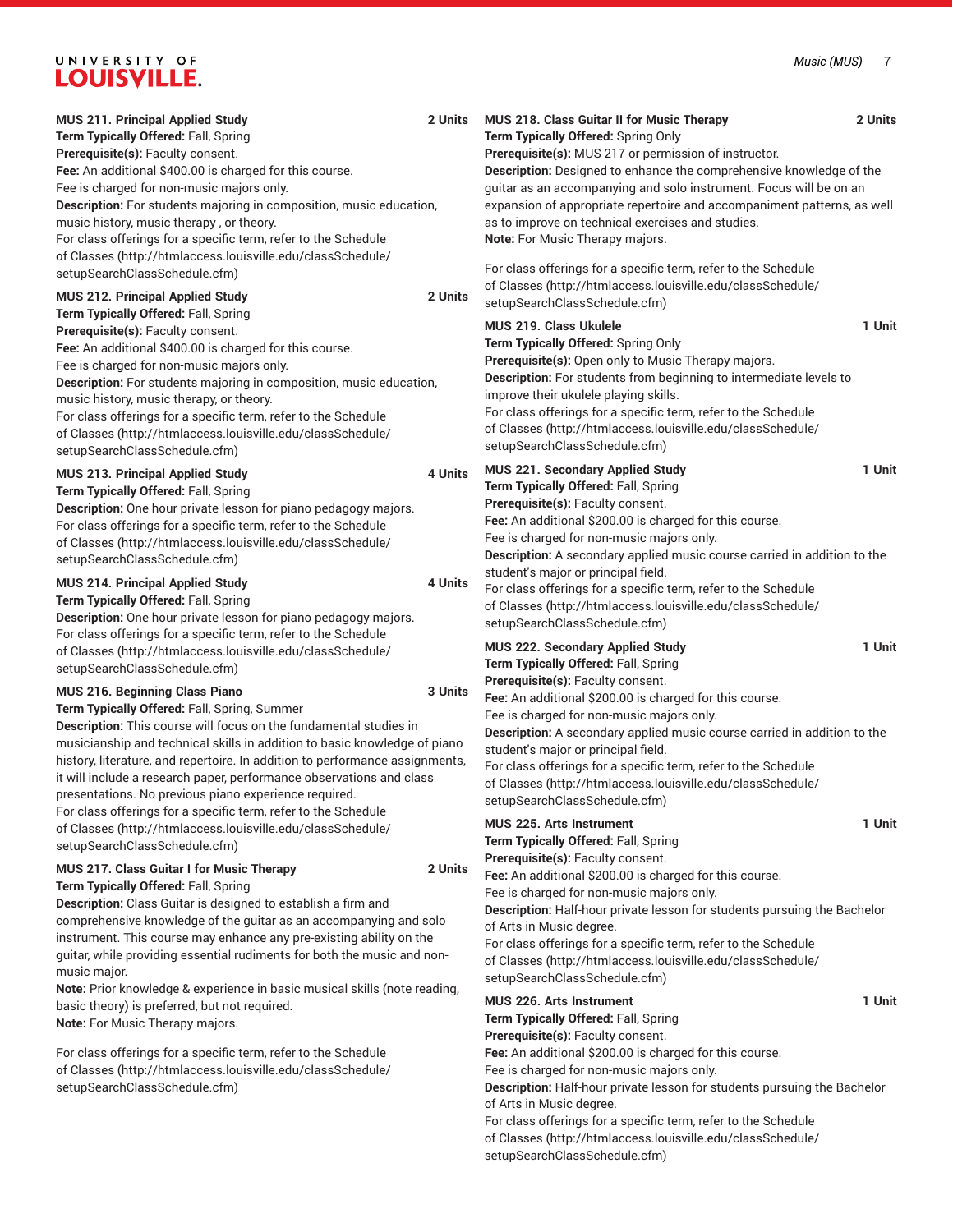**MUS 211. Principal Applied Study** **2 Units**
**Term Typically Offered:** Fall, Spring
**Prerequisite(s):** Faculty consent.
**Fee:** An additional $400.00 is charged for this course.
Fee is charged for non-music majors only.
**Description:** For students majoring in composition, music education, music history, music therapy , or theory.
For class offerings for a specific term, refer to the Schedule of Classes (http://htmlaccess.louisville.edu/classSchedule/setupSearchClassSchedule.cfm)

**MUS 212. Principal Applied Study** **2 Units**
**Term Typically Offered:** Fall, Spring
**Prerequisite(s):** Faculty consent.
**Fee:** An additional $400.00 is charged for this course.
Fee is charged for non-music majors only.
**Description:** For students majoring in composition, music education, music history, music therapy, or theory.
For class offerings for a specific term, refer to the Schedule of Classes (http://htmlaccess.louisville.edu/classSchedule/setupSearchClassSchedule.cfm)

**MUS 213. Principal Applied Study** **4 Units**
**Term Typically Offered:** Fall, Spring
**Description:** One hour private lesson for piano pedagogy majors.
For class offerings for a specific term, refer to the Schedule of Classes (http://htmlaccess.louisville.edu/classSchedule/setupSearchClassSchedule.cfm)

**MUS 214. Principal Applied Study** **4 Units**
**Term Typically Offered:** Fall, Spring
**Description:** One hour private lesson for piano pedagogy majors.
For class offerings for a specific term, refer to the Schedule of Classes (http://htmlaccess.louisville.edu/classSchedule/setupSearchClassSchedule.cfm)

**MUS 216. Beginning Class Piano** **3 Units**
**Term Typically Offered:** Fall, Spring, Summer
**Description:** This course will focus on the fundamental studies in musicianship and technical skills in addition to basic knowledge of piano history, literature, and repertoire. In addition to performance assignments, it will include a research paper, performance observations and class presentations. No previous piano experience required.
For class offerings for a specific term, refer to the Schedule of Classes (http://htmlaccess.louisville.edu/classSchedule/setupSearchClassSchedule.cfm)

**MUS 217. Class Guitar I for Music Therapy** **2 Units**
**Term Typically Offered:** Fall, Spring
**Description:** Class Guitar is designed to establish a firm and comprehensive knowledge of the guitar as an accompanying and solo instrument. This course may enhance any pre-existing ability on the guitar, while providing essential rudiments for both the music and non-music major.
**Note:** Prior knowledge & experience in basic musical skills (note reading, basic theory) is preferred, but not required.
**Note:** For Music Therapy majors.

For class offerings for a specific term, refer to the Schedule of Classes (http://htmlaccess.louisville.edu/classSchedule/setupSearchClassSchedule.cfm)

**MUS 218. Class Guitar II for Music Therapy** **2 Units**
**Term Typically Offered:** Spring Only
**Prerequisite(s):** MUS 217 or permission of instructor.
**Description:** Designed to enhance the comprehensive knowledge of the guitar as an accompanying and solo instrument. Focus will be on an expansion of appropriate repertoire and accompaniment patterns, as well as to improve on technical exercises and studies.
**Note:** For Music Therapy majors.

For class offerings for a specific term, refer to the Schedule of Classes (http://htmlaccess.louisville.edu/classSchedule/setupSearchClassSchedule.cfm)

**MUS 219. Class Ukulele** **1 Unit**
**Term Typically Offered:** Spring Only
**Prerequisite(s):** Open only to Music Therapy majors.
**Description:** For students from beginning to intermediate levels to improve their ukulele playing skills.
For class offerings for a specific term, refer to the Schedule of Classes (http://htmlaccess.louisville.edu/classSchedule/setupSearchClassSchedule.cfm)

**MUS 221. Secondary Applied Study** **1 Unit**
**Term Typically Offered:** Fall, Spring
**Prerequisite(s):** Faculty consent.
**Fee:** An additional $200.00 is charged for this course.
Fee is charged for non-music majors only.
**Description:** A secondary applied music course carried in addition to the student's major or principal field.
For class offerings for a specific term, refer to the Schedule of Classes (http://htmlaccess.louisville.edu/classSchedule/setupSearchClassSchedule.cfm)

**MUS 222. Secondary Applied Study** **1 Unit**
**Term Typically Offered:** Fall, Spring
**Prerequisite(s):** Faculty consent.
**Fee:** An additional $200.00 is charged for this course.
Fee is charged for non-music majors only.
**Description:** A secondary applied music course carried in addition to the student's major or principal field.
For class offerings for a specific term, refer to the Schedule of Classes (http://htmlaccess.louisville.edu/classSchedule/setupSearchClassSchedule.cfm)

**MUS 225. Arts Instrument** **1 Unit**
**Term Typically Offered:** Fall, Spring
**Prerequisite(s):** Faculty consent.
**Fee:** An additional $200.00 is charged for this course.
Fee is charged for non-music majors only.
**Description:** Half-hour private lesson for students pursuing the Bachelor of Arts in Music degree.
For class offerings for a specific term, refer to the Schedule of Classes (http://htmlaccess.louisville.edu/classSchedule/setupSearchClassSchedule.cfm)

**MUS 226. Arts Instrument** **1 Unit**
**Term Typically Offered:** Fall, Spring
**Prerequisite(s):** Faculty consent.
**Fee:** An additional $200.00 is charged for this course.
Fee is charged for non-music majors only.
**Description:** Half-hour private lesson for students pursuing the Bachelor of Arts in Music degree.
For class offerings for a specific term, refer to the Schedule of Classes (http://htmlaccess.louisville.edu/classSchedule/setupSearchClassSchedule.cfm)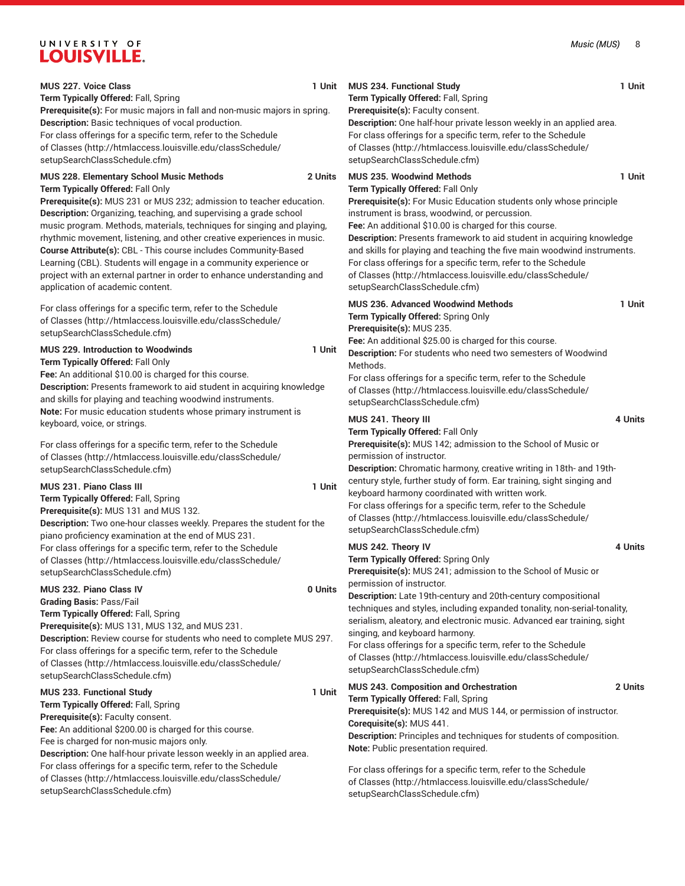**MUS 227. Voice Class** 1 Unit

**Term Typically Offered:** Fall, Spring

**Prerequisite(s):** For music majors in fall and non-music majors in spring.

**Description:** Basic techniques of vocal production.

For class offerings for a specific term, refer to the Schedule of Classes (http://htmlaccess.louisville.edu/classSchedule/setupSearchClassSchedule.cfm)

**MUS 228. Elementary School Music Methods** 2 Units

**Term Typically Offered:** Fall Only

**Prerequisite(s):** MUS 231 or MUS 232; admission to teacher education.

**Description:** Organizing, teaching, and supervising a grade school music program. Methods, materials, techniques for singing and playing, rhythmic movement, listening, and other creative experiences in music.

**Course Attribute(s):** CBL - This course includes Community-Based Learning (CBL). Students will engage in a community experience or project with an external partner in order to enhance understanding and application of academic content.

For class offerings for a specific term, refer to the Schedule of Classes (http://htmlaccess.louisville.edu/classSchedule/setupSearchClassSchedule.cfm)

**MUS 229. Introduction to Woodwinds** 1 Unit

**Term Typically Offered:** Fall Only

**Fee:** An additional $10.00 is charged for this course.

**Description:** Presents framework to aid student in acquiring knowledge and skills for playing and teaching woodwind instruments.

**Note:** For music education students whose primary instrument is keyboard, voice, or strings.

For class offerings for a specific term, refer to the Schedule of Classes (http://htmlaccess.louisville.edu/classSchedule/setupSearchClassSchedule.cfm)

**MUS 231. Piano Class III** 1 Unit

**Term Typically Offered:** Fall, Spring

**Prerequisite(s):** MUS 131 and MUS 132.

**Description:** Two one-hour classes weekly. Prepares the student for the piano proficiency examination at the end of MUS 231.

For class offerings for a specific term, refer to the Schedule of Classes (http://htmlaccess.louisville.edu/classSchedule/setupSearchClassSchedule.cfm)

**MUS 232. Piano Class IV** 0 Units

**Grading Basis:** Pass/Fail

**Term Typically Offered:** Fall, Spring

**Prerequisite(s):** MUS 131, MUS 132, and MUS 231.

**Description:** Review course for students who need to complete MUS 297.

For class offerings for a specific term, refer to the Schedule of Classes (http://htmlaccess.louisville.edu/classSchedule/setupSearchClassSchedule.cfm)

**MUS 233. Functional Study** 1 Unit

**Term Typically Offered:** Fall, Spring

**Prerequisite(s):** Faculty consent.

**Fee:** An additional $200.00 is charged for this course.

Fee is charged for non-music majors only.

**Description:** One half-hour private lesson weekly in an applied area.

For class offerings for a specific term, refer to the Schedule of Classes (http://htmlaccess.louisville.edu/classSchedule/setupSearchClassSchedule.cfm)

**MUS 234. Functional Study** 1 Unit

**Term Typically Offered:** Fall, Spring

**Prerequisite(s):** Faculty consent.

**Description:** One half-hour private lesson weekly in an applied area.

For class offerings for a specific term, refer to the Schedule of Classes (http://htmlaccess.louisville.edu/classSchedule/setupSearchClassSchedule.cfm)

**MUS 235. Woodwind Methods** 1 Unit

**Term Typically Offered:** Fall Only

**Prerequisite(s):** For Music Education students only whose principle instrument is brass, woodwind, or percussion.

**Fee:** An additional $10.00 is charged for this course.

**Description:** Presents framework to aid student in acquiring knowledge and skills for playing and teaching the five main woodwind instruments.

For class offerings for a specific term, refer to the Schedule of Classes (http://htmlaccess.louisville.edu/classSchedule/setupSearchClassSchedule.cfm)

**MUS 236. Advanced Woodwind Methods** 1 Unit

**Term Typically Offered:** Spring Only

**Prerequisite(s):** MUS 235.

**Fee:** An additional $25.00 is charged for this course.

**Description:** For students who need two semesters of Woodwind Methods.

For class offerings for a specific term, refer to the Schedule of Classes (http://htmlaccess.louisville.edu/classSchedule/setupSearchClassSchedule.cfm)

**MUS 241. Theory III** 4 Units

**Term Typically Offered:** Fall Only

**Prerequisite(s):** MUS 142; admission to the School of Music or permission of instructor.

**Description:** Chromatic harmony, creative writing in 18th- and 19th-century style, further study of form. Ear training, sight singing and keyboard harmony coordinated with written work.

For class offerings for a specific term, refer to the Schedule of Classes (http://htmlaccess.louisville.edu/classSchedule/setupSearchClassSchedule.cfm)

**MUS 242. Theory IV** 4 Units

**Term Typically Offered:** Spring Only

**Prerequisite(s):** MUS 241; admission to the School of Music or permission of instructor.

**Description:** Late 19th-century and 20th-century compositional techniques and styles, including expanded tonality, non-serial-tonality, serialism, aleatory, and electronic music. Advanced ear training, sight singing, and keyboard harmony.

For class offerings for a specific term, refer to the Schedule of Classes (http://htmlaccess.louisville.edu/classSchedule/setupSearchClassSchedule.cfm)

**MUS 243. Composition and Orchestration** 2 Units

**Term Typically Offered:** Fall, Spring

**Prerequisite(s):** MUS 142 and MUS 144, or permission of instructor.

**Corequisite(s):** MUS 441.

**Description:** Principles and techniques for students of composition.

**Note:** Public presentation required.

For class offerings for a specific term, refer to the Schedule of Classes (http://htmlaccess.louisville.edu/classSchedule/setupSearchClassSchedule.cfm)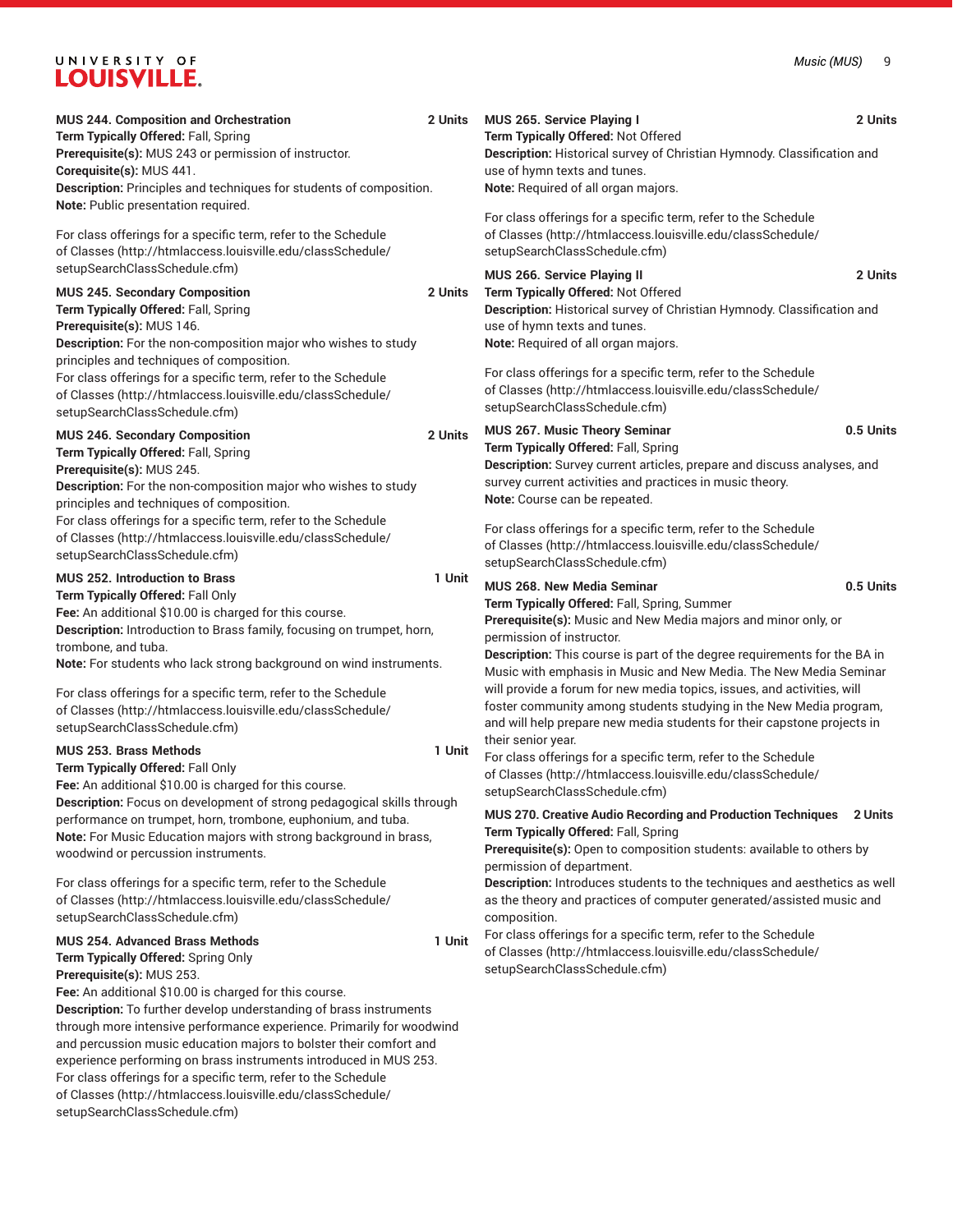**MUS 244. Composition and Orchestration** **2 Units**
**Term Typically Offered:** Fall, Spring
**Prerequisite(s):** MUS 243 or permission of instructor.
**Corequisite(s):** MUS 441.
**Description:** Principles and techniques for students of composition.
**Note:** Public presentation required.

For class offerings for a specific term, refer to the Schedule of Classes (http://htmlaccess.louisville.edu/classSchedule/setupSearchClassSchedule.cfm)

**MUS 245. Secondary Composition** **2 Units**
**Term Typically Offered:** Fall, Spring
**Prerequisite(s):** MUS 146.
**Description:** For the non-composition major who wishes to study principles and techniques of composition.
For class offerings for a specific term, refer to the Schedule of Classes (http://htmlaccess.louisville.edu/classSchedule/setupSearchClassSchedule.cfm)

**MUS 246. Secondary Composition** **2 Units**
**Term Typically Offered:** Fall, Spring
**Prerequisite(s):** MUS 245.
**Description:** For the non-composition major who wishes to study principles and techniques of composition.
For class offerings for a specific term, refer to the Schedule of Classes (http://htmlaccess.louisville.edu/classSchedule/setupSearchClassSchedule.cfm)

**MUS 252. Introduction to Brass** **1 Unit**
**Term Typically Offered:** Fall Only
**Fee:** An additional $10.00 is charged for this course.
**Description:** Introduction to Brass family, focusing on trumpet, horn, trombone, and tuba.
**Note:** For students who lack strong background on wind instruments.

For class offerings for a specific term, refer to the Schedule of Classes (http://htmlaccess.louisville.edu/classSchedule/setupSearchClassSchedule.cfm)

**MUS 253. Brass Methods** **1 Unit**
**Term Typically Offered:** Fall Only
**Fee:** An additional $10.00 is charged for this course.
**Description:** Focus on development of strong pedagogical skills through performance on trumpet, horn, trombone, euphonium, and tuba.
**Note:** For Music Education majors with strong background in brass, woodwind or percussion instruments.

For class offerings for a specific term, refer to the Schedule of Classes (http://htmlaccess.louisville.edu/classSchedule/setupSearchClassSchedule.cfm)

**MUS 254. Advanced Brass Methods** **1 Unit**
**Term Typically Offered:** Spring Only
**Prerequisite(s):** MUS 253.
**Fee:** An additional $10.00 is charged for this course.
**Description:** To further develop understanding of brass instruments through more intensive performance experience. Primarily for woodwind and percussion music education majors to bolster their comfort and experience performing on brass instruments introduced in MUS 253.
For class offerings for a specific term, refer to the Schedule of Classes (http://htmlaccess.louisville.edu/classSchedule/setupSearchClassSchedule.cfm)

**MUS 265. Service Playing I** **2 Units**
**Term Typically Offered:** Not Offered
**Description:** Historical survey of Christian Hymnody. Classification and use of hymn texts and tunes.
**Note:** Required of all organ majors.

For class offerings for a specific term, refer to the Schedule of Classes (http://htmlaccess.louisville.edu/classSchedule/setupSearchClassSchedule.cfm)

**MUS 266. Service Playing II** **2 Units**
**Term Typically Offered:** Not Offered
**Description:** Historical survey of Christian Hymnody. Classification and use of hymn texts and tunes.
**Note:** Required of all organ majors.

For class offerings for a specific term, refer to the Schedule of Classes (http://htmlaccess.louisville.edu/classSchedule/setupSearchClassSchedule.cfm)

**MUS 267. Music Theory Seminar** **0.5 Units**
**Term Typically Offered:** Fall, Spring
**Description:** Survey current articles, prepare and discuss analyses, and survey current activities and practices in music theory.
**Note:** Course can be repeated.

For class offerings for a specific term, refer to the Schedule of Classes (http://htmlaccess.louisville.edu/classSchedule/setupSearchClassSchedule.cfm)

**MUS 268. New Media Seminar** **0.5 Units**
**Term Typically Offered:** Fall, Spring, Summer
**Prerequisite(s):** Music and New Media majors and minor only, or permission of instructor.
**Description:** This course is part of the degree requirements for the BA in Music with emphasis in Music and New Media. The New Media Seminar will provide a forum for new media topics, issues, and activities, will foster community among students studying in the New Media program, and will help prepare new media students for their capstone projects in their senior year.
For class offerings for a specific term, refer to the Schedule of Classes (http://htmlaccess.louisville.edu/classSchedule/setupSearchClassSchedule.cfm)

**MUS 270. Creative Audio Recording and Production Techniques** **2 Units**
**Term Typically Offered:** Fall, Spring
**Prerequisite(s):** Open to composition students: available to others by permission of department.
**Description:** Introduces students to the techniques and aesthetics as well as the theory and practices of computer generated/assisted music and composition.
For class offerings for a specific term, refer to the Schedule of Classes (http://htmlaccess.louisville.edu/classSchedule/setupSearchClassSchedule.cfm)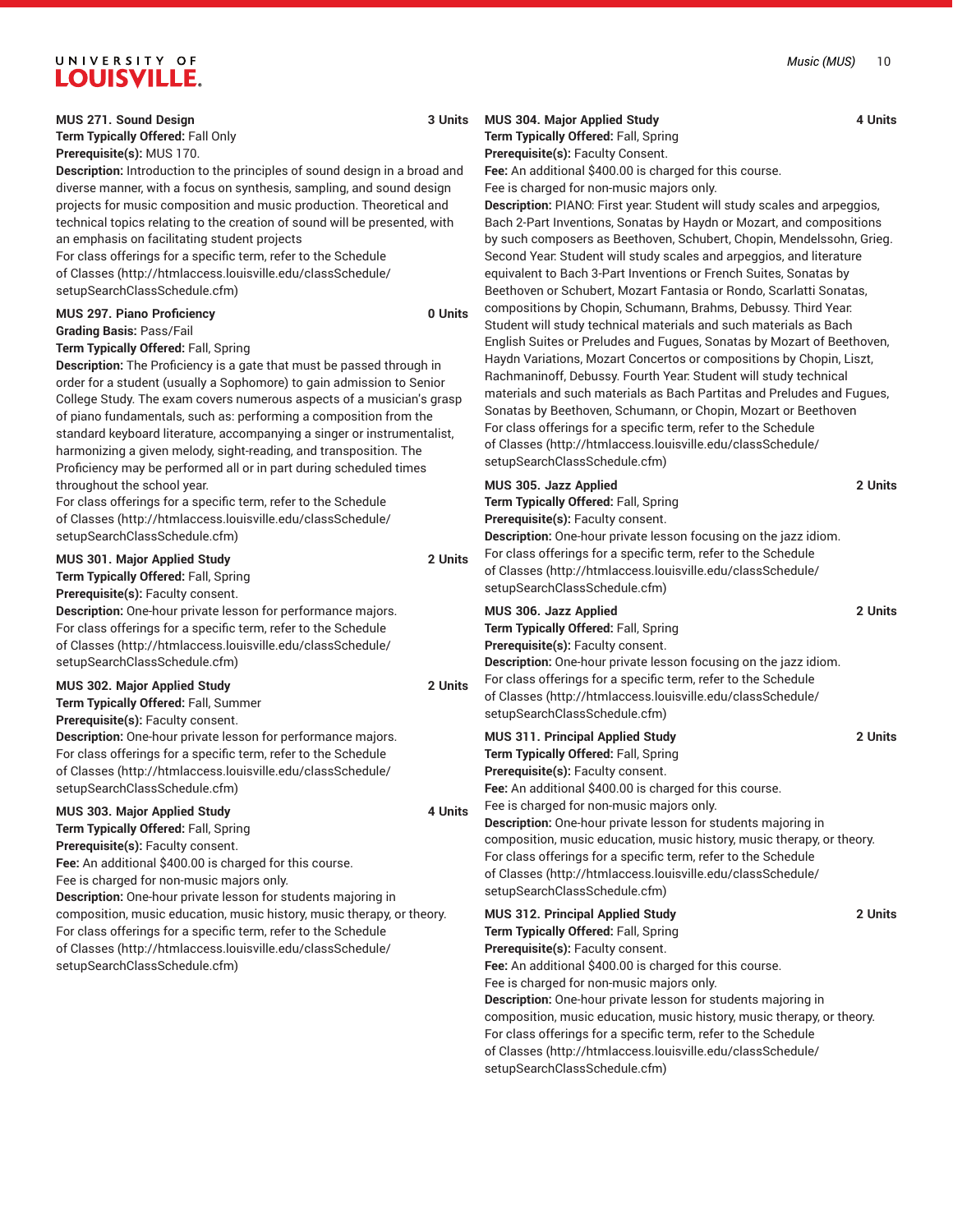**MUS 271. Sound Design** 3 Units

**Term Typically Offered:** Fall Only

**Prerequisite(s):** MUS 170.

**Description:** Introduction to the principles of sound design in a broad and diverse manner, with a focus on synthesis, sampling, and sound design projects for music composition and music production. Theoretical and technical topics relating to the creation of sound will be presented, with an emphasis on facilitating student projects

For class offerings for a specific term, refer to the Schedule of Classes (http://htmlaccess.louisville.edu/classSchedule/setupSearchClassSchedule.cfm)

**MUS 297. Piano Proficiency** 0 Units

**Grading Basis:** Pass/Fail

**Term Typically Offered:** Fall, Spring

**Description:** The Proficiency is a gate that must be passed through in order for a student (usually a Sophomore) to gain admission to Senior College Study. The exam covers numerous aspects of a musician's grasp of piano fundamentals, such as: performing a composition from the standard keyboard literature, accompanying a singer or instrumentalist, harmonizing a given melody, sight-reading, and transposition. The Proficiency may be performed all or in part during scheduled times throughout the school year.

For class offerings for a specific term, refer to the Schedule of Classes (http://htmlaccess.louisville.edu/classSchedule/setupSearchClassSchedule.cfm)

**MUS 301. Major Applied Study** 2 Units

**Term Typically Offered:** Fall, Spring

**Prerequisite(s):** Faculty consent.

**Description:** One-hour private lesson for performance majors.

For class offerings for a specific term, refer to the Schedule of Classes (http://htmlaccess.louisville.edu/classSchedule/setupSearchClassSchedule.cfm)

**MUS 302. Major Applied Study** 2 Units

**Term Typically Offered:** Fall, Summer

**Prerequisite(s):** Faculty consent.

**Description:** One-hour private lesson for performance majors.

For class offerings for a specific term, refer to the Schedule of Classes (http://htmlaccess.louisville.edu/classSchedule/setupSearchClassSchedule.cfm)

**MUS 303. Major Applied Study** 4 Units

**Term Typically Offered:** Fall, Spring

**Prerequisite(s):** Faculty consent.

**Fee:** An additional $400.00 is charged for this course.

Fee is charged for non-music majors only.

**Description:** One-hour private lesson for students majoring in composition, music education, music history, music therapy, or theory.

For class offerings for a specific term, refer to the Schedule of Classes (http://htmlaccess.louisville.edu/classSchedule/setupSearchClassSchedule.cfm)

**MUS 304. Major Applied Study** 4 Units

**Term Typically Offered:** Fall, Spring

**Prerequisite(s):** Faculty Consent.

**Fee:** An additional $400.00 is charged for this course.

Fee is charged for non-music majors only.

**Description:** PIANO: First year: Student will study scales and arpeggios, Bach 2-Part Inventions, Sonatas by Haydn or Mozart, and compositions by such composers as Beethoven, Schubert, Chopin, Mendelssohn, Grieg. Second Year: Student will study scales and arpeggios, and literature equivalent to Bach 3-Part Inventions or French Suites, Sonatas by Beethoven or Schubert, Mozart Fantasia or Rondo, Scarlatti Sonatas, compositions by Chopin, Schumann, Brahms, Debussy. Third Year: Student will study technical materials and such materials as Bach English Suites or Preludes and Fugues, Sonatas by Mozart of Beethoven, Haydn Variations, Mozart Concertos or compositions by Chopin, Liszt, Rachmaninoff, Debussy. Fourth Year: Student will study technical materials and such materials as Bach Partitas and Preludes and Fugues, Sonatas by Beethoven, Schumann, or Chopin, Mozart or Beethoven

For class offerings for a specific term, refer to the Schedule of Classes (http://htmlaccess.louisville.edu/classSchedule/setupSearchClassSchedule.cfm)

**MUS 305. Jazz Applied** 2 Units

**Term Typically Offered:** Fall, Spring

**Prerequisite(s):** Faculty consent.

**Description:** One-hour private lesson focusing on the jazz idiom.

For class offerings for a specific term, refer to the Schedule of Classes (http://htmlaccess.louisville.edu/classSchedule/setupSearchClassSchedule.cfm)

**MUS 306. Jazz Applied** 2 Units

**Term Typically Offered:** Fall, Spring

**Prerequisite(s):** Faculty consent.

**Description:** One-hour private lesson focusing on the jazz idiom.

For class offerings for a specific term, refer to the Schedule of Classes (http://htmlaccess.louisville.edu/classSchedule/setupSearchClassSchedule.cfm)

**MUS 311. Principal Applied Study** 2 Units

**Term Typically Offered:** Fall, Spring

**Prerequisite(s):** Faculty consent.

**Fee:** An additional $400.00 is charged for this course.

Fee is charged for non-music majors only.

**Description:** One-hour private lesson for students majoring in composition, music education, music history, music therapy, or theory.

For class offerings for a specific term, refer to the Schedule of Classes (http://htmlaccess.louisville.edu/classSchedule/setupSearchClassSchedule.cfm)

**MUS 312. Principal Applied Study** 2 Units

**Term Typically Offered:** Fall, Spring

**Prerequisite(s):** Faculty consent.

**Fee:** An additional $400.00 is charged for this course.

Fee is charged for non-music majors only.

**Description:** One-hour private lesson for students majoring in composition, music education, music history, music therapy, or theory.

For class offerings for a specific term, refer to the Schedule of Classes (http://htmlaccess.louisville.edu/classSchedule/setupSearchClassSchedule.cfm)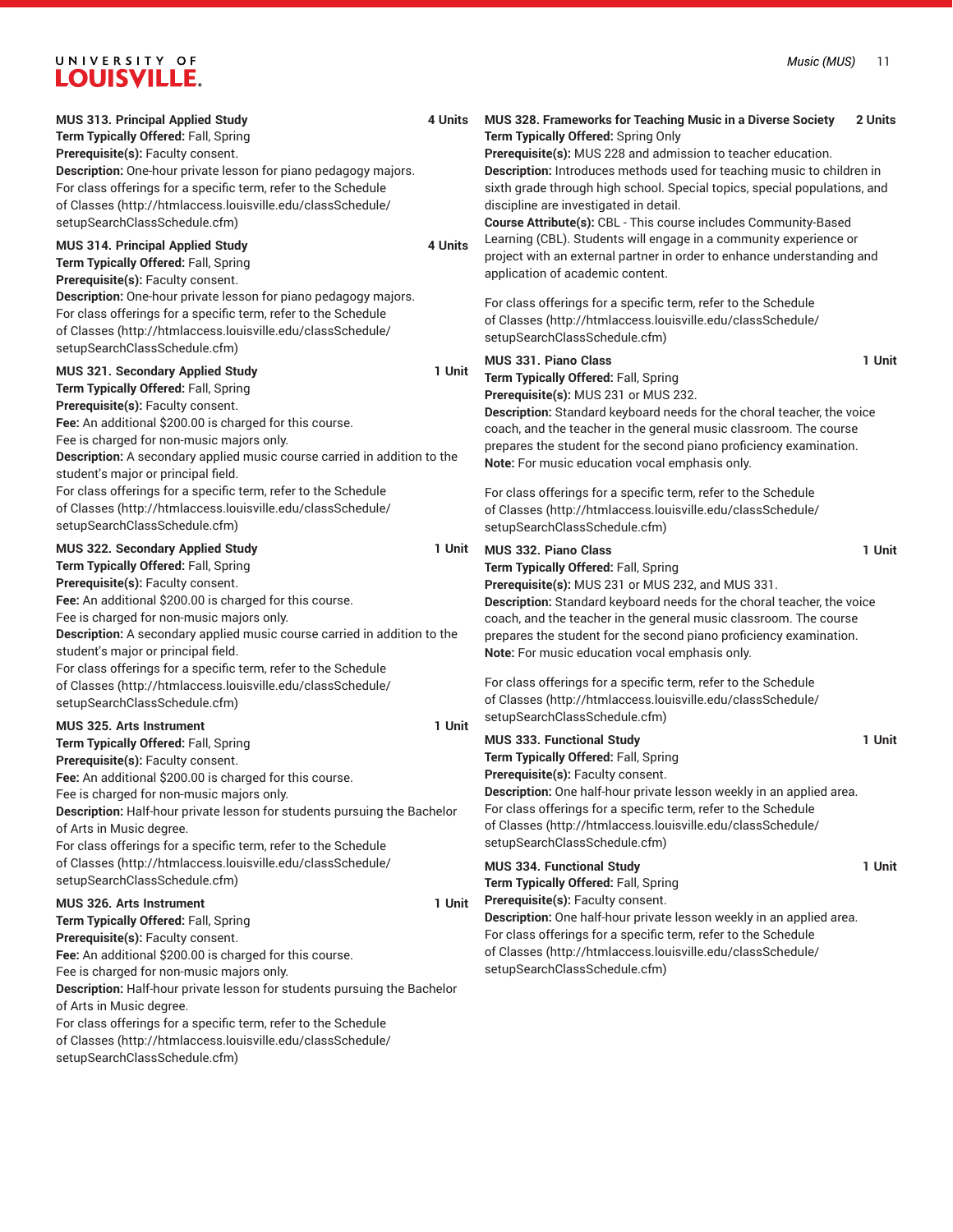**MUS 313. Principal Applied Study** **4 Units**
**Term Typically Offered:** Fall, Spring
**Prerequisite(s):** Faculty consent.
**Description:** One-hour private lesson for piano pedagogy majors.
For class offerings for a specific term, refer to the Schedule of Classes (http://htmlaccess.louisville.edu/classSchedule/setupSearchClassSchedule.cfm)

**MUS 314. Principal Applied Study** **4 Units**
**Term Typically Offered:** Fall, Spring
**Prerequisite(s):** Faculty consent.
**Description:** One-hour private lesson for piano pedagogy majors.
For class offerings for a specific term, refer to the Schedule of Classes (http://htmlaccess.louisville.edu/classSchedule/setupSearchClassSchedule.cfm)

**MUS 321. Secondary Applied Study** **1 Unit**
**Term Typically Offered:** Fall, Spring
**Prerequisite(s):** Faculty consent.
**Fee:** An additional $200.00 is charged for this course.
Fee is charged for non-music majors only.
**Description:** A secondary applied music course carried in addition to the student's major or principal field.
For class offerings for a specific term, refer to the Schedule of Classes (http://htmlaccess.louisville.edu/classSchedule/setupSearchClassSchedule.cfm)

**MUS 322. Secondary Applied Study** **1 Unit**
**Term Typically Offered:** Fall, Spring
**Prerequisite(s):** Faculty consent.
**Fee:** An additional $200.00 is charged for this course.
Fee is charged for non-music majors only.
**Description:** A secondary applied music course carried in addition to the student's major or principal field.
For class offerings for a specific term, refer to the Schedule of Classes (http://htmlaccess.louisville.edu/classSchedule/setupSearchClassSchedule.cfm)

**MUS 325. Arts Instrument** **1 Unit**
**Term Typically Offered:** Fall, Spring
**Prerequisite(s):** Faculty consent.
**Fee:** An additional $200.00 is charged for this course.
Fee is charged for non-music majors only.
**Description:** Half-hour private lesson for students pursuing the Bachelor of Arts in Music degree.
For class offerings for a specific term, refer to the Schedule of Classes (http://htmlaccess.louisville.edu/classSchedule/setupSearchClassSchedule.cfm)

**MUS 326. Arts Instrument** **1 Unit**
**Term Typically Offered:** Fall, Spring
**Prerequisite(s):** Faculty consent.
**Fee:** An additional $200.00 is charged for this course.
Fee is charged for non-music majors only.
**Description:** Half-hour private lesson for students pursuing the Bachelor of Arts in Music degree.
For class offerings for a specific term, refer to the Schedule of Classes (http://htmlaccess.louisville.edu/classSchedule/setupSearchClassSchedule.cfm)

**MUS 328. Frameworks for Teaching Music in a Diverse Society** **2 Units**
**Term Typically Offered:** Spring Only
**Prerequisite(s):** MUS 228 and admission to teacher education.
**Description:** Introduces methods used for teaching music to children in sixth grade through high school. Special topics, special populations, and discipline are investigated in detail.
**Course Attribute(s):** CBL - This course includes Community-Based Learning (CBL). Students will engage in a community experience or project with an external partner in order to enhance understanding and application of academic content.

For class offerings for a specific term, refer to the Schedule of Classes (http://htmlaccess.louisville.edu/classSchedule/setupSearchClassSchedule.cfm)

**MUS 331. Piano Class** **1 Unit**
**Term Typically Offered:** Fall, Spring
**Prerequisite(s):** MUS 231 or MUS 232.
**Description:** Standard keyboard needs for the choral teacher, the voice coach, and the teacher in the general music classroom. The course prepares the student for the second piano proficiency examination.
**Note:** For music education vocal emphasis only.

For class offerings for a specific term, refer to the Schedule of Classes (http://htmlaccess.louisville.edu/classSchedule/setupSearchClassSchedule.cfm)

**MUS 332. Piano Class** **1 Unit**
**Term Typically Offered:** Fall, Spring
**Prerequisite(s):** MUS 231 or MUS 232, and MUS 331.
**Description:** Standard keyboard needs for the choral teacher, the voice coach, and the teacher in the general music classroom. The course prepares the student for the second piano proficiency examination.
**Note:** For music education vocal emphasis only.

For class offerings for a specific term, refer to the Schedule of Classes (http://htmlaccess.louisville.edu/classSchedule/setupSearchClassSchedule.cfm)

**MUS 333. Functional Study** **1 Unit**
**Term Typically Offered:** Fall, Spring
**Prerequisite(s):** Faculty consent.
**Description:** One half-hour private lesson weekly in an applied area.
For class offerings for a specific term, refer to the Schedule of Classes (http://htmlaccess.louisville.edu/classSchedule/setupSearchClassSchedule.cfm)

**MUS 334. Functional Study** **1 Unit**
**Term Typically Offered:** Fall, Spring
**Prerequisite(s):** Faculty consent.
**Description:** One half-hour private lesson weekly in an applied area.
For class offerings for a specific term, refer to the Schedule of Classes (http://htmlaccess.louisville.edu/classSchedule/setupSearchClassSchedule.cfm)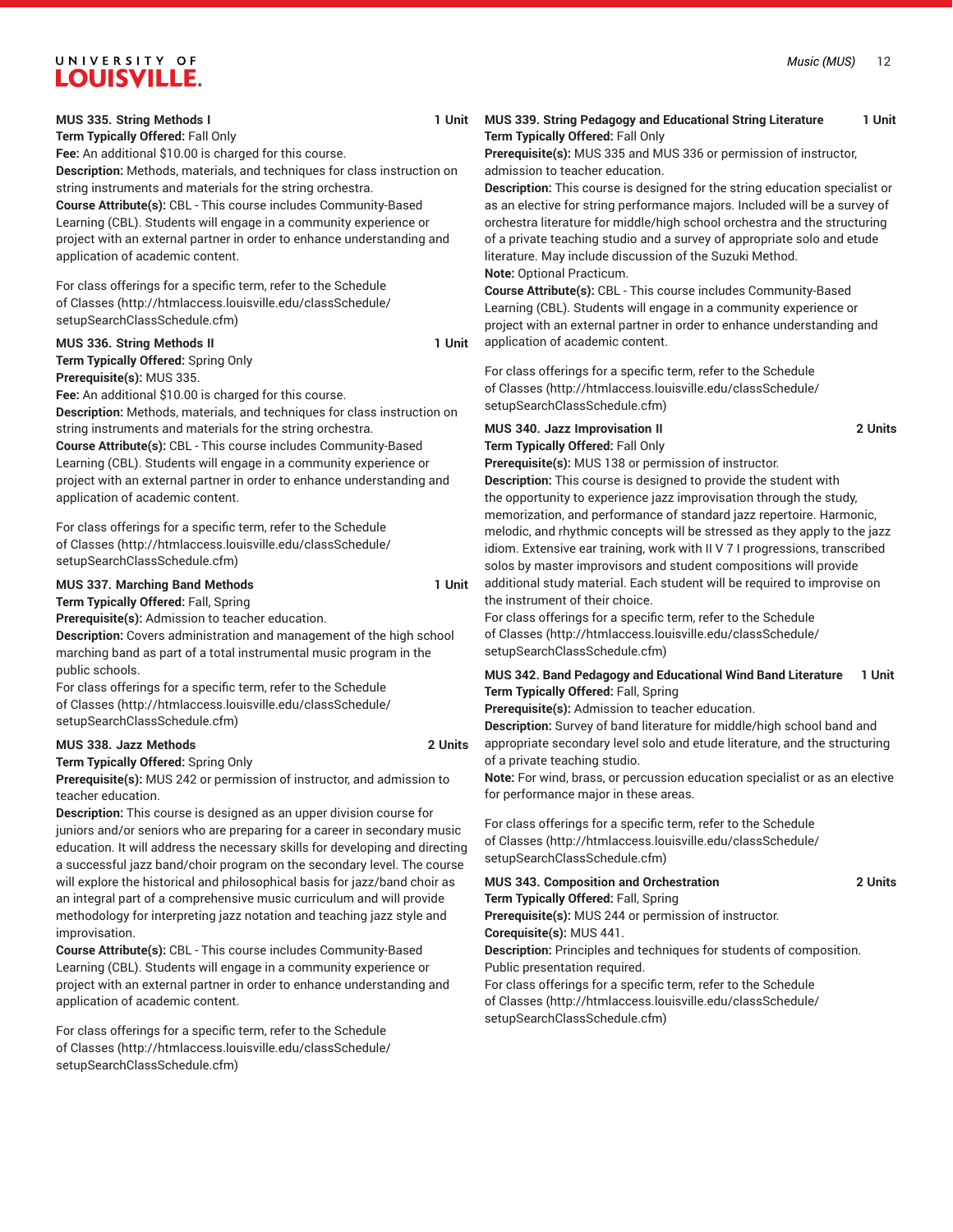**MUS 335. String Methods I** **1 Unit**

**Term Typically Offered:** Fall Only

**Fee:** An additional $10.00 is charged for this course.

**Description:** Methods, materials, and techniques for class instruction on string instruments and materials for the string orchestra.

**Course Attribute(s):** CBL - This course includes Community-Based Learning (CBL). Students will engage in a community experience or project with an external partner in order to enhance understanding and application of academic content.

For class offerings for a specific term, refer to the Schedule of Classes (http://htmlaccess.louisville.edu/classSchedule/setupSearchClassSchedule.cfm)

**MUS 336. String Methods II** **1 Unit**

**Term Typically Offered:** Spring Only

**Prerequisite(s):** MUS 335.

**Fee:** An additional $10.00 is charged for this course.

**Description:** Methods, materials, and techniques for class instruction on string instruments and materials for the string orchestra.

**Course Attribute(s):** CBL - This course includes Community-Based Learning (CBL). Students will engage in a community experience or project with an external partner in order to enhance understanding and application of academic content.

For class offerings for a specific term, refer to the Schedule of Classes (http://htmlaccess.louisville.edu/classSchedule/setupSearchClassSchedule.cfm)

**MUS 337. Marching Band Methods** **1 Unit**

**Term Typically Offered:** Fall, Spring

**Prerequisite(s):** Admission to teacher education.

**Description:** Covers administration and management of the high school marching band as part of a total instrumental music program in the public schools.

For class offerings for a specific term, refer to the Schedule of Classes (http://htmlaccess.louisville.edu/classSchedule/setupSearchClassSchedule.cfm)

**MUS 338. Jazz Methods** **2 Units**

**Term Typically Offered:** Spring Only

**Prerequisite(s):** MUS 242 or permission of instructor, and admission to teacher education.

**Description:** This course is designed as an upper division course for juniors and/or seniors who are preparing for a career in secondary music education. It will address the necessary skills for developing and directing a successful jazz band/choir program on the secondary level. The course will explore the historical and philosophical basis for jazz/band choir as an integral part of a comprehensive music curriculum and will provide methodology for interpreting jazz notation and teaching jazz style and improvisation.

**Course Attribute(s):** CBL - This course includes Community-Based Learning (CBL). Students will engage in a community experience or project with an external partner in order to enhance understanding and application of academic content.

For class offerings for a specific term, refer to the Schedule of Classes (http://htmlaccess.louisville.edu/classSchedule/setupSearchClassSchedule.cfm)

**MUS 339. String Pedagogy and Educational String Literature** **1 Unit**

**Term Typically Offered:** Fall Only

**Prerequisite(s):** MUS 335 and MUS 336 or permission of instructor, admission to teacher education.

**Description:** This course is designed for the string education specialist or as an elective for string performance majors. Included will be a survey of orchestra literature for middle/high school orchestra and the structuring of a private teaching studio and a survey of appropriate solo and etude literature. May include discussion of the Suzuki Method.

**Note:** Optional Practicum.

**Course Attribute(s):** CBL - This course includes Community-Based Learning (CBL). Students will engage in a community experience or project with an external partner in order to enhance understanding and application of academic content.

For class offerings for a specific term, refer to the Schedule of Classes (http://htmlaccess.louisville.edu/classSchedule/setupSearchClassSchedule.cfm)

**MUS 340. Jazz Improvisation II** **2 Units**

**Term Typically Offered:** Fall Only

**Prerequisite(s):** MUS 138 or permission of instructor.

**Description:** This course is designed to provide the student with the opportunity to experience jazz improvisation through the study, memorization, and performance of standard jazz repertoire. Harmonic, melodic, and rhythmic concepts will be stressed as they apply to the jazz idiom. Extensive ear training, work with II V 7 I progressions, transcribed solos by master improvisors and student compositions will provide additional study material. Each student will be required to improvise on the instrument of their choice.

For class offerings for a specific term, refer to the Schedule of Classes (http://htmlaccess.louisville.edu/classSchedule/setupSearchClassSchedule.cfm)

**MUS 342. Band Pedagogy and Educational Wind Band Literature** **1 Unit**

**Term Typically Offered:** Fall, Spring

**Prerequisite(s):** Admission to teacher education.

**Description:** Survey of band literature for middle/high school band and appropriate secondary level solo and etude literature, and the structuring of a private teaching studio.

**Note:** For wind, brass, or percussion education specialist or as an elective for performance major in these areas.

For class offerings for a specific term, refer to the Schedule of Classes (http://htmlaccess.louisville.edu/classSchedule/setupSearchClassSchedule.cfm)

**MUS 343. Composition and Orchestration** **2 Units**

**Term Typically Offered:** Fall, Spring

**Prerequisite(s):** MUS 244 or permission of instructor.

**Corequisite(s):** MUS 441.

**Description:** Principles and techniques for students of composition. Public presentation required.

For class offerings for a specific term, refer to the Schedule of Classes (http://htmlaccess.louisville.edu/classSchedule/setupSearchClassSchedule.cfm)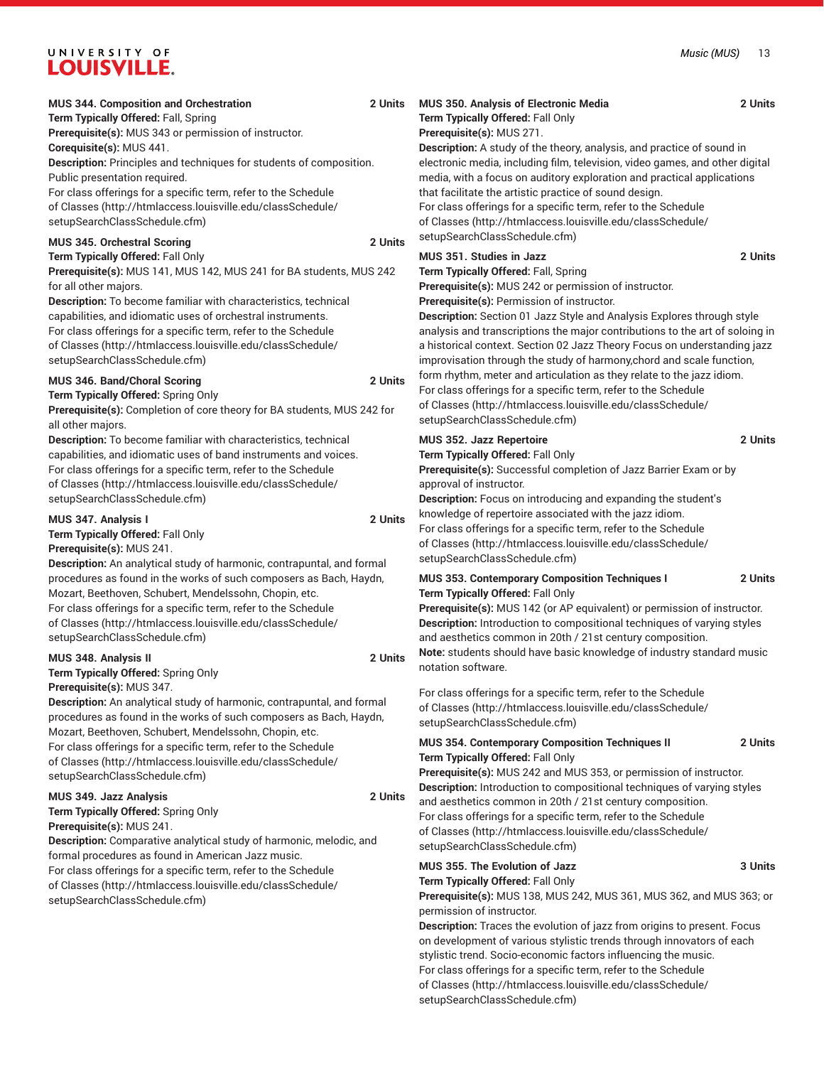**MUS 344. Composition and Orchestration** **2 Units**
**Term Typically Offered:** Fall, Spring
**Prerequisite(s):** MUS 343 or permission of instructor.
**Corequisite(s):** MUS 441.
**Description:** Principles and techniques for students of composition. Public presentation required.
For class offerings for a specific term, refer to the Schedule of Classes (http://htmlaccess.louisville.edu/classSchedule/setupSearchClassSchedule.cfm)

**MUS 345. Orchestral Scoring** **2 Units**
**Term Typically Offered:** Fall Only
**Prerequisite(s):** MUS 141, MUS 142, MUS 241 for BA students, MUS 242 for all other majors.
**Description:** To become familiar with characteristics, technical capabilities, and idiomatic uses of orchestral instruments.
For class offerings for a specific term, refer to the Schedule of Classes (http://htmlaccess.louisville.edu/classSchedule/setupSearchClassSchedule.cfm)

**MUS 346. Band/Choral Scoring** **2 Units**
**Term Typically Offered:** Spring Only
**Prerequisite(s):** Completion of core theory for BA students, MUS 242 for all other majors.
**Description:** To become familiar with characteristics, technical capabilities, and idiomatic uses of band instruments and voices.
For class offerings for a specific term, refer to the Schedule of Classes (http://htmlaccess.louisville.edu/classSchedule/setupSearchClassSchedule.cfm)

**MUS 347. Analysis I** **2 Units**
**Term Typically Offered:** Fall Only
**Prerequisite(s):** MUS 241.
**Description:** An analytical study of harmonic, contrapuntal, and formal procedures as found in the works of such composers as Bach, Haydn, Mozart, Beethoven, Schubert, Mendelssohn, Chopin, etc.
For class offerings for a specific term, refer to the Schedule of Classes (http://htmlaccess.louisville.edu/classSchedule/setupSearchClassSchedule.cfm)

**MUS 348. Analysis II** **2 Units**
**Term Typically Offered:** Spring Only
**Prerequisite(s):** MUS 347.
**Description:** An analytical study of harmonic, contrapuntal, and formal procedures as found in the works of such composers as Bach, Haydn, Mozart, Beethoven, Schubert, Mendelssohn, Chopin, etc.
For class offerings for a specific term, refer to the Schedule of Classes (http://htmlaccess.louisville.edu/classSchedule/setupSearchClassSchedule.cfm)

**MUS 349. Jazz Analysis** **2 Units**
**Term Typically Offered:** Spring Only
**Prerequisite(s):** MUS 241.
**Description:** Comparative analytical study of harmonic, melodic, and formal procedures as found in American Jazz music.
For class offerings for a specific term, refer to the Schedule of Classes (http://htmlaccess.louisville.edu/classSchedule/setupSearchClassSchedule.cfm)

**MUS 350. Analysis of Electronic Media** **2 Units**
**Term Typically Offered:** Fall Only
**Prerequisite(s):** MUS 271.
**Description:** A study of the theory, analysis, and practice of sound in electronic media, including film, television, video games, and other digital media, with a focus on auditory exploration and practical applications that facilitate the artistic practice of sound design.
For class offerings for a specific term, refer to the Schedule of Classes (http://htmlaccess.louisville.edu/classSchedule/setupSearchClassSchedule.cfm)

**MUS 351. Studies in Jazz** **2 Units**
**Term Typically Offered:** Fall, Spring
**Prerequisite(s):** MUS 242 or permission of instructor.
**Prerequisite(s):** Permission of instructor.
**Description:** Section 01 Jazz Style and Analysis Explores through style analysis and transcriptions the major contributions to the art of soloing in a historical context. Section 02 Jazz Theory Focus on understanding jazz improvisation through the study of harmony,chord and scale function, form rhythm, meter and articulation as they relate to the jazz idiom.
For class offerings for a specific term, refer to the Schedule of Classes (http://htmlaccess.louisville.edu/classSchedule/setupSearchClassSchedule.cfm)

**MUS 352. Jazz Repertoire** **2 Units**
**Term Typically Offered:** Fall Only
**Prerequisite(s):** Successful completion of Jazz Barrier Exam or by approval of instructor.
**Description:** Focus on introducing and expanding the student's knowledge of repertoire associated with the jazz idiom.
For class offerings for a specific term, refer to the Schedule of Classes (http://htmlaccess.louisville.edu/classSchedule/setupSearchClassSchedule.cfm)

**MUS 353. Contemporary Composition Techniques I** **2 Units**
**Term Typically Offered:** Fall Only
**Prerequisite(s):** MUS 142 (or AP equivalent) or permission of instructor.
**Description:** Introduction to compositional techniques of varying styles and aesthetics common in 20th / 21st century composition.
**Note:** students should have basic knowledge of industry standard music notation software.

For class offerings for a specific term, refer to the Schedule of Classes (http://htmlaccess.louisville.edu/classSchedule/setupSearchClassSchedule.cfm)

**MUS 354. Contemporary Composition Techniques II** **2 Units**
**Term Typically Offered:** Fall Only
**Prerequisite(s):** MUS 242 and MUS 353, or permission of instructor.
**Description:** Introduction to compositional techniques of varying styles and aesthetics common in 20th / 21st century composition.
For class offerings for a specific term, refer to the Schedule of Classes (http://htmlaccess.louisville.edu/classSchedule/setupSearchClassSchedule.cfm)

**MUS 355. The Evolution of Jazz** **3 Units**
**Term Typically Offered:** Fall Only
**Prerequisite(s):** MUS 138, MUS 242, MUS 361, MUS 362, and MUS 363; or permission of instructor.
**Description:** Traces the evolution of jazz from origins to present. Focus on development of various stylistic trends through innovators of each stylistic trend. Socio-economic factors influencing the music.
For class offerings for a specific term, refer to the Schedule of Classes (http://htmlaccess.louisville.edu/classSchedule/setupSearchClassSchedule.cfm)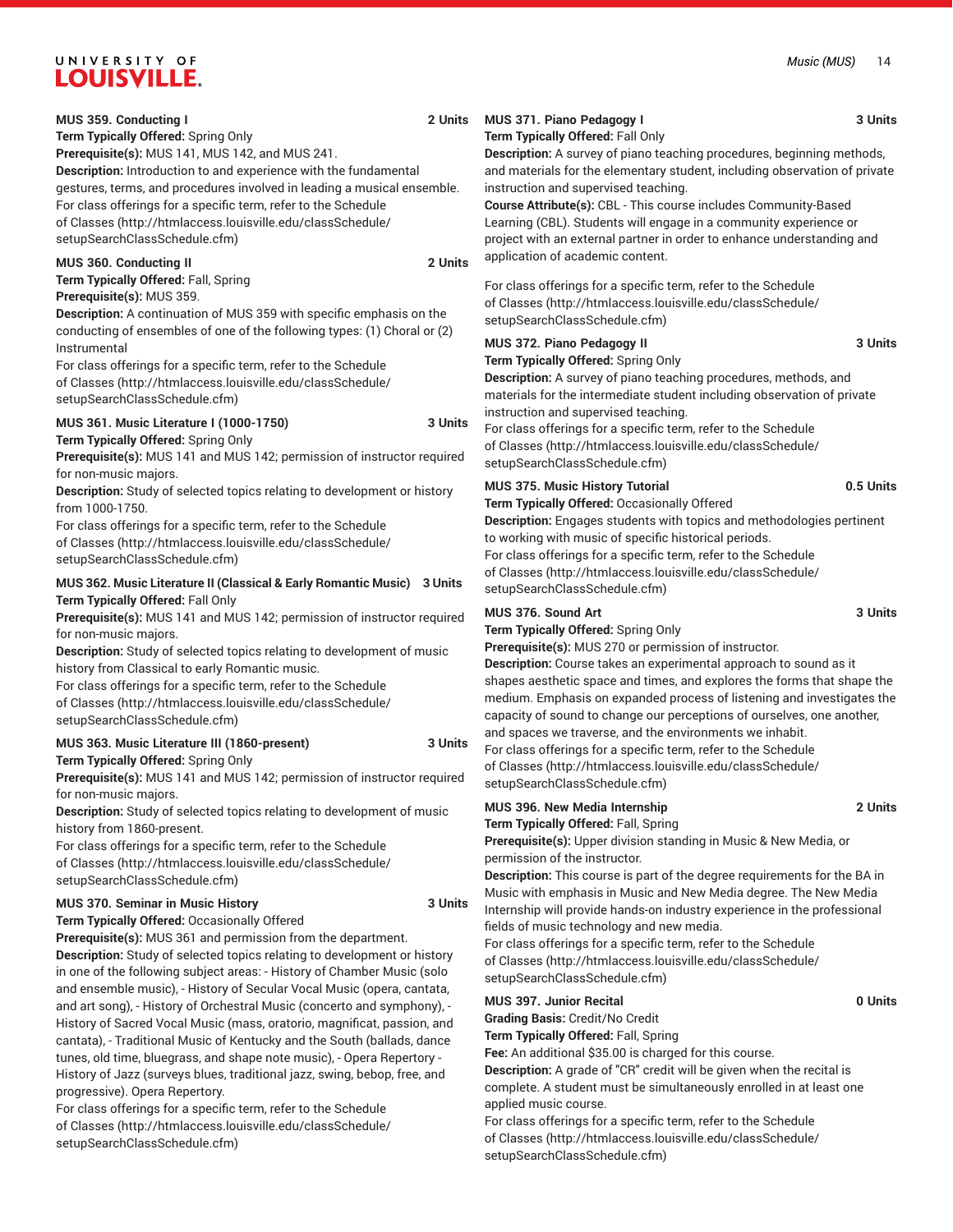**MUS 359. Conducting I** 2 Units

**Term Typically Offered:** Spring Only

**Prerequisite(s):** MUS 141, MUS 142, and MUS 241.

**Description:** Introduction to and experience with the fundamental gestures, terms, and procedures involved in leading a musical ensemble.

For class offerings for a specific term, refer to the Schedule of Classes (http://htmlaccess.louisville.edu/classSchedule/setupSearchClassSchedule.cfm)

**MUS 360. Conducting II** 2 Units

**Term Typically Offered:** Fall, Spring

**Prerequisite(s):** MUS 359.

**Description:** A continuation of MUS 359 with specific emphasis on the conducting of ensembles of one of the following types: (1) Choral or (2) Instrumental

For class offerings for a specific term, refer to the Schedule of Classes (http://htmlaccess.louisville.edu/classSchedule/setupSearchClassSchedule.cfm)

**MUS 361. Music Literature I (1000-1750)** 3 Units

**Term Typically Offered:** Spring Only

**Prerequisite(s):** MUS 141 and MUS 142; permission of instructor required for non-music majors.

**Description:** Study of selected topics relating to development or history from 1000-1750.

For class offerings for a specific term, refer to the Schedule of Classes (http://htmlaccess.louisville.edu/classSchedule/setupSearchClassSchedule.cfm)

**MUS 362. Music Literature II (Classical & Early Romantic Music)** 3 Units

**Term Typically Offered:** Fall Only

**Prerequisite(s):** MUS 141 and MUS 142; permission of instructor required for non-music majors.

**Description:** Study of selected topics relating to development of music history from Classical to early Romantic music.

For class offerings for a specific term, refer to the Schedule of Classes (http://htmlaccess.louisville.edu/classSchedule/setupSearchClassSchedule.cfm)

**MUS 363. Music Literature III (1860-present)** 3 Units

**Term Typically Offered:** Spring Only

**Prerequisite(s):** MUS 141 and MUS 142; permission of instructor required for non-music majors.

**Description:** Study of selected topics relating to development of music history from 1860-present.

For class offerings for a specific term, refer to the Schedule of Classes (http://htmlaccess.louisville.edu/classSchedule/setupSearchClassSchedule.cfm)

**MUS 370. Seminar in Music History** 3 Units

**Term Typically Offered:** Occasionally Offered

**Prerequisite(s):** MUS 361 and permission from the department.

**Description:** Study of selected topics relating to development or history in one of the following subject areas: - History of Chamber Music (solo and ensemble music), - History of Secular Vocal Music (opera, cantata, and art song), - History of Orchestral Music (concerto and symphony), - History of Sacred Vocal Music (mass, oratorio, magnificat, passion, and cantata), - Traditional Music of Kentucky and the South (ballads, dance tunes, old time, bluegrass, and shape note music), - Opera Repertory - History of Jazz (surveys blues, traditional jazz, swing, bebop, free, and progressive). Opera Repertory.

For class offerings for a specific term, refer to the Schedule of Classes (http://htmlaccess.louisville.edu/classSchedule/setupSearchClassSchedule.cfm)

**MUS 371. Piano Pedagogy I** 3 Units

**Term Typically Offered:** Fall Only

**Description:** A survey of piano teaching procedures, beginning methods, and materials for the elementary student, including observation of private instruction and supervised teaching.

**Course Attribute(s):** CBL - This course includes Community-Based Learning (CBL). Students will engage in a community experience or project with an external partner in order to enhance understanding and application of academic content.

For class offerings for a specific term, refer to the Schedule of Classes (http://htmlaccess.louisville.edu/classSchedule/setupSearchClassSchedule.cfm)

**MUS 372. Piano Pedagogy II** 3 Units

**Term Typically Offered:** Spring Only

**Description:** A survey of piano teaching procedures, methods, and materials for the intermediate student including observation of private instruction and supervised teaching.

For class offerings for a specific term, refer to the Schedule of Classes (http://htmlaccess.louisville.edu/classSchedule/setupSearchClassSchedule.cfm)

**MUS 375. Music History Tutorial** 0.5 Units

**Term Typically Offered:** Occasionally Offered

**Description:** Engages students with topics and methodologies pertinent to working with music of specific historical periods.

For class offerings for a specific term, refer to the Schedule of Classes (http://htmlaccess.louisville.edu/classSchedule/setupSearchClassSchedule.cfm)

**MUS 376. Sound Art** 3 Units

**Term Typically Offered:** Spring Only

**Prerequisite(s):** MUS 270 or permission of instructor.

**Description:** Course takes an experimental approach to sound as it shapes aesthetic space and times, and explores the forms that shape the medium. Emphasis on expanded process of listening and investigates the capacity of sound to change our perceptions of ourselves, one another, and spaces we traverse, and the environments we inhabit.

For class offerings for a specific term, refer to the Schedule of Classes (http://htmlaccess.louisville.edu/classSchedule/setupSearchClassSchedule.cfm)

**MUS 396. New Media Internship** 2 Units

**Term Typically Offered:** Fall, Spring

**Prerequisite(s):** Upper division standing in Music & New Media, or permission of the instructor.

**Description:** This course is part of the degree requirements for the BA in Music with emphasis in Music and New Media degree. The New Media Internship will provide hands-on industry experience in the professional fields of music technology and new media.

For class offerings for a specific term, refer to the Schedule of Classes (http://htmlaccess.louisville.edu/classSchedule/setupSearchClassSchedule.cfm)

**MUS 397. Junior Recital** 0 Units

**Grading Basis:** Credit/No Credit

**Term Typically Offered:** Fall, Spring

**Fee:** An additional $35.00 is charged for this course.

**Description:** A grade of "CR" credit will be given when the recital is complete. A student must be simultaneously enrolled in at least one applied music course.

For class offerings for a specific term, refer to the Schedule of Classes (http://htmlaccess.louisville.edu/classSchedule/setupSearchClassSchedule.cfm)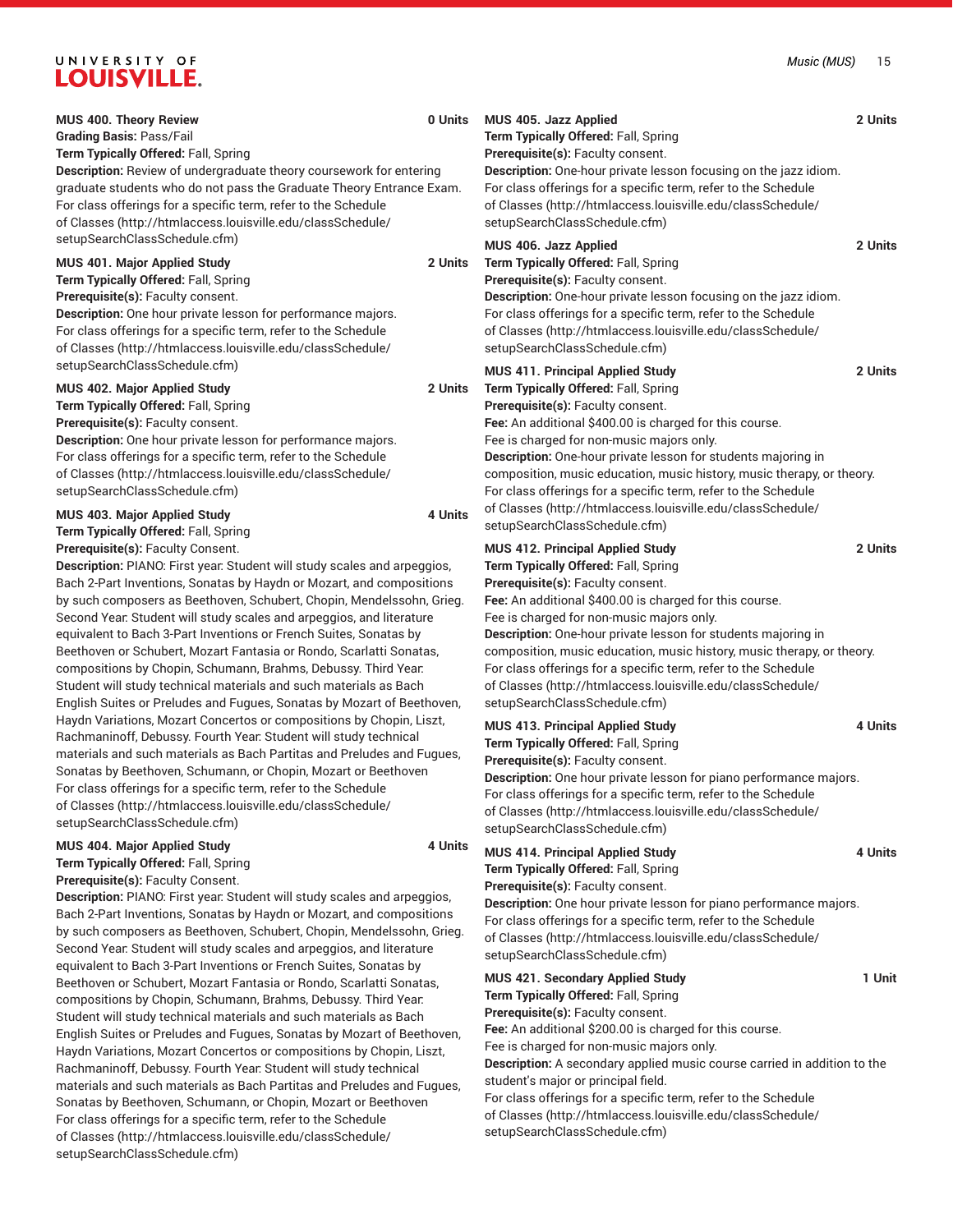**MUS 400. Theory Review** 0 Units

**Grading Basis:** Pass/Fail

**Term Typically Offered:** Fall, Spring

**Description:** Review of undergraduate theory coursework for entering graduate students who do not pass the Graduate Theory Entrance Exam.

For class offerings for a specific term, refer to the Schedule of Classes (http://htmlaccess.louisville.edu/classSchedule/setupSearchClassSchedule.cfm)

**MUS 401. Major Applied Study** 2 Units

**Term Typically Offered:** Fall, Spring

**Prerequisite(s):** Faculty consent.

**Description:** One hour private lesson for performance majors.

For class offerings for a specific term, refer to the Schedule of Classes (http://htmlaccess.louisville.edu/classSchedule/setupSearchClassSchedule.cfm)

**MUS 402. Major Applied Study** 2 Units

**Term Typically Offered:** Fall, Spring

**Prerequisite(s):** Faculty consent.

**Description:** One hour private lesson for performance majors.

For class offerings for a specific term, refer to the Schedule of Classes (http://htmlaccess.louisville.edu/classSchedule/setupSearchClassSchedule.cfm)

**MUS 403. Major Applied Study** 4 Units

**Term Typically Offered:** Fall, Spring

**Prerequisite(s):** Faculty Consent.

**Description:** PIANO: First year: Student will study scales and arpeggios, Bach 2-Part Inventions, Sonatas by Haydn or Mozart, and compositions by such composers as Beethoven, Schubert, Chopin, Mendelssohn, Grieg. Second Year: Student will study scales and arpeggios, and literature equivalent to Bach 3-Part Inventions or French Suites, Sonatas by Beethoven or Schubert, Mozart Fantasia or Rondo, Scarlatti Sonatas, compositions by Chopin, Schumann, Brahms, Debussy. Third Year: Student will study technical materials and such materials as Bach English Suites or Preludes and Fugues, Sonatas by Mozart of Beethoven, Haydn Variations, Mozart Concertos or compositions by Chopin, Liszt, Rachmaninoff, Debussy. Fourth Year: Student will study technical materials and such materials as Bach Partitas and Preludes and Fugues, Sonatas by Beethoven, Schumann, or Chopin, Mozart or Beethoven

For class offerings for a specific term, refer to the Schedule of Classes (http://htmlaccess.louisville.edu/classSchedule/setupSearchClassSchedule.cfm)

**MUS 404. Major Applied Study** 4 Units

**Term Typically Offered:** Fall, Spring

**Prerequisite(s):** Faculty Consent.

**Description:** PIANO: First year: Student will study scales and arpeggios, Bach 2-Part Inventions, Sonatas by Haydn or Mozart, and compositions by such composers as Beethoven, Schubert, Chopin, Mendelssohn, Grieg. Second Year: Student will study scales and arpeggios, and literature equivalent to Bach 3-Part Inventions or French Suites, Sonatas by Beethoven or Schubert, Mozart Fantasia or Rondo, Scarlatti Sonatas, compositions by Chopin, Schumann, Brahms, Debussy. Third Year: Student will study technical materials and such materials as Bach English Suites or Preludes and Fugues, Sonatas by Mozart of Beethoven, Haydn Variations, Mozart Concertos or compositions by Chopin, Liszt, Rachmaninoff, Debussy. Fourth Year: Student will study technical materials and such materials as Bach Partitas and Preludes and Fugues, Sonatas by Beethoven, Schumann, or Chopin, Mozart or Beethoven

For class offerings for a specific term, refer to the Schedule of Classes (http://htmlaccess.louisville.edu/classSchedule/setupSearchClassSchedule.cfm)

**MUS 405. Jazz Applied** 2 Units

**Term Typically Offered:** Fall, Spring

**Prerequisite(s):** Faculty consent.

**Description:** One-hour private lesson focusing on the jazz idiom.

For class offerings for a specific term, refer to the Schedule of Classes (http://htmlaccess.louisville.edu/classSchedule/setupSearchClassSchedule.cfm)

**MUS 406. Jazz Applied** 2 Units

**Term Typically Offered:** Fall, Spring

**Prerequisite(s):** Faculty consent.

**Description:** One-hour private lesson focusing on the jazz idiom.

For class offerings for a specific term, refer to the Schedule of Classes (http://htmlaccess.louisville.edu/classSchedule/setupSearchClassSchedule.cfm)

**MUS 411. Principal Applied Study** 2 Units

**Term Typically Offered:** Fall, Spring

**Prerequisite(s):** Faculty consent.

**Fee:** An additional $400.00 is charged for this course.

Fee is charged for non-music majors only.

**Description:** One-hour private lesson for students majoring in composition, music education, music history, music therapy, or theory.

For class offerings for a specific term, refer to the Schedule of Classes (http://htmlaccess.louisville.edu/classSchedule/setupSearchClassSchedule.cfm)

**MUS 412. Principal Applied Study** 2 Units

**Term Typically Offered:** Fall, Spring

**Prerequisite(s):** Faculty consent.

**Fee:** An additional $400.00 is charged for this course.

Fee is charged for non-music majors only.

**Description:** One-hour private lesson for students majoring in composition, music education, music history, music therapy, or theory.

For class offerings for a specific term, refer to the Schedule of Classes (http://htmlaccess.louisville.edu/classSchedule/setupSearchClassSchedule.cfm)

**MUS 413. Principal Applied Study** 4 Units

**Term Typically Offered:** Fall, Spring

**Prerequisite(s):** Faculty consent.

**Description:** One hour private lesson for piano performance majors.

For class offerings for a specific term, refer to the Schedule of Classes (http://htmlaccess.louisville.edu/classSchedule/setupSearchClassSchedule.cfm)

**MUS 414. Principal Applied Study** 4 Units

**Term Typically Offered:** Fall, Spring

**Prerequisite(s):** Faculty consent.

**Description:** One hour private lesson for piano performance majors.

For class offerings for a specific term, refer to the Schedule of Classes (http://htmlaccess.louisville.edu/classSchedule/setupSearchClassSchedule.cfm)

**MUS 421. Secondary Applied Study** 1 Unit

**Term Typically Offered:** Fall, Spring

**Prerequisite(s):** Faculty consent.

**Fee:** An additional $200.00 is charged for this course.

Fee is charged for non-music majors only.

**Description:** A secondary applied music course carried in addition to the student's major or principal field.

For class offerings for a specific term, refer to the Schedule of Classes (http://htmlaccess.louisville.edu/classSchedule/setupSearchClassSchedule.cfm)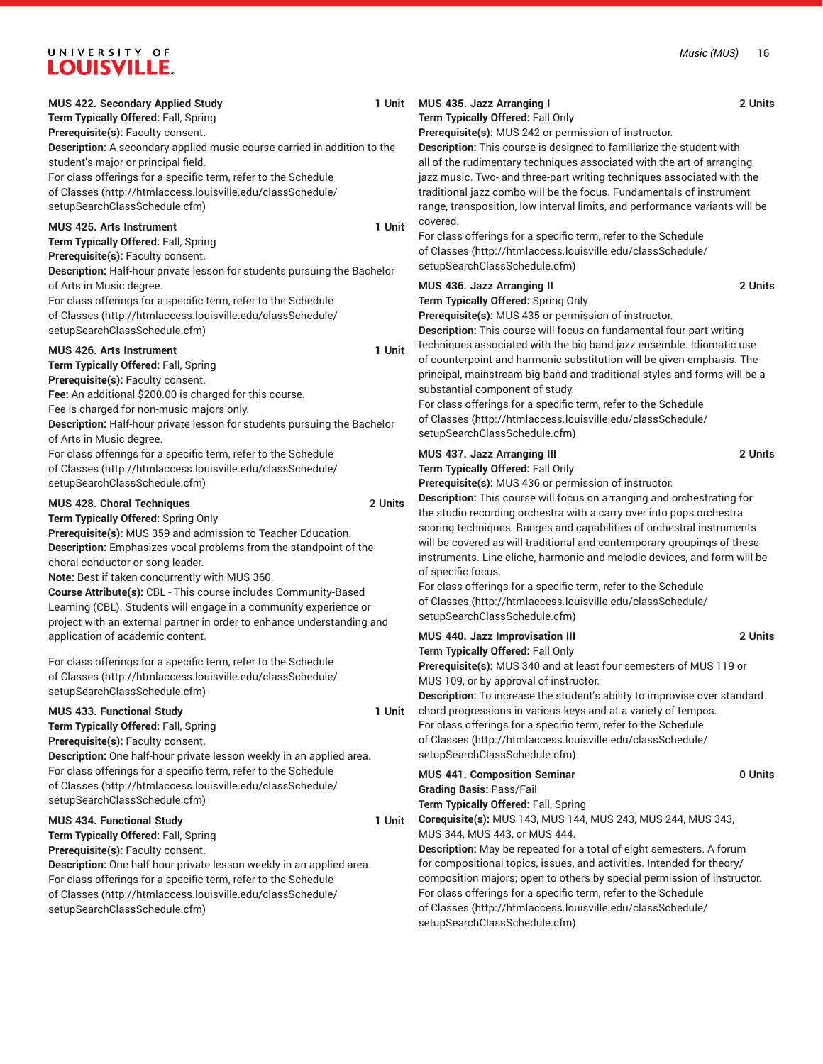**MUS 422. Secondary Applied Study** 1 Unit

**Term Typically Offered:** Fall, Spring

**Prerequisite(s):** Faculty consent.

**Description:** A secondary applied music course carried in addition to the student's major or principal field.

For class offerings for a specific term, refer to the Schedule of Classes (http://htmlaccess.louisville.edu/classSchedule/setupSearchClassSchedule.cfm)

**MUS 425. Arts Instrument** 1 Unit

**Term Typically Offered:** Fall, Spring

**Prerequisite(s):** Faculty consent.

**Description:** Half-hour private lesson for students pursuing the Bachelor of Arts in Music degree.

For class offerings for a specific term, refer to the Schedule of Classes (http://htmlaccess.louisville.edu/classSchedule/setupSearchClassSchedule.cfm)

**MUS 426. Arts Instrument** 1 Unit

**Term Typically Offered:** Fall, Spring

**Prerequisite(s):** Faculty consent.

**Fee:** An additional $200.00 is charged for this course.
Fee is charged for non-music majors only.

**Description:** Half-hour private lesson for students pursuing the Bachelor of Arts in Music degree.

For class offerings for a specific term, refer to the Schedule of Classes (http://htmlaccess.louisville.edu/classSchedule/setupSearchClassSchedule.cfm)

**MUS 428. Choral Techniques** 2 Units

**Term Typically Offered:** Spring Only

**Prerequisite(s):** MUS 359 and admission to Teacher Education.

**Description:** Emphasizes vocal problems from the standpoint of the choral conductor or song leader.

**Note:** Best if taken concurrently with MUS 360.

**Course Attribute(s):** CBL - This course includes Community-Based Learning (CBL). Students will engage in a community experience or project with an external partner in order to enhance understanding and application of academic content.

For class offerings for a specific term, refer to the Schedule of Classes (http://htmlaccess.louisville.edu/classSchedule/setupSearchClassSchedule.cfm)

**MUS 433. Functional Study** 1 Unit

**Term Typically Offered:** Fall, Spring

**Prerequisite(s):** Faculty consent.

**Description:** One half-hour private lesson weekly in an applied area.

For class offerings for a specific term, refer to the Schedule of Classes (http://htmlaccess.louisville.edu/classSchedule/setupSearchClassSchedule.cfm)

**MUS 434. Functional Study** 1 Unit

**Term Typically Offered:** Fall, Spring

**Prerequisite(s):** Faculty consent.

**Description:** One half-hour private lesson weekly in an applied area.

For class offerings for a specific term, refer to the Schedule of Classes (http://htmlaccess.louisville.edu/classSchedule/setupSearchClassSchedule.cfm)

**MUS 435. Jazz Arranging I** 2 Units

**Term Typically Offered:** Fall Only

**Prerequisite(s):** MUS 242 or permission of instructor.

**Description:** This course is designed to familiarize the student with all of the rudimentary techniques associated with the art of arranging jazz music. Two- and three-part writing techniques associated with the traditional jazz combo will be the focus. Fundamentals of instrument range, transposition, low interval limits, and performance variants will be covered.

For class offerings for a specific term, refer to the Schedule of Classes (http://htmlaccess.louisville.edu/classSchedule/setupSearchClassSchedule.cfm)

**MUS 436. Jazz Arranging II** 2 Units

**Term Typically Offered:** Spring Only

**Prerequisite(s):** MUS 435 or permission of instructor.

**Description:** This course will focus on fundamental four-part writing techniques associated with the big band jazz ensemble. Idiomatic use of counterpoint and harmonic substitution will be given emphasis. The principal, mainstream big band and traditional styles and forms will be a substantial component of study.

For class offerings for a specific term, refer to the Schedule of Classes (http://htmlaccess.louisville.edu/classSchedule/setupSearchClassSchedule.cfm)

**MUS 437. Jazz Arranging III** 2 Units

**Term Typically Offered:** Fall Only

**Prerequisite(s):** MUS 436 or permission of instructor.

**Description:** This course will focus on arranging and orchestrating for the studio recording orchestra with a carry over into pops orchestra scoring techniques. Ranges and capabilities of orchestral instruments will be covered as will traditional and contemporary groupings of these instruments. Line cliche, harmonic and melodic devices, and form will be of specific focus.

For class offerings for a specific term, refer to the Schedule of Classes (http://htmlaccess.louisville.edu/classSchedule/setupSearchClassSchedule.cfm)

**MUS 440. Jazz Improvisation III** 2 Units

**Term Typically Offered:** Fall Only

**Prerequisite(s):** MUS 340 and at least four semesters of MUS 119 or MUS 109, or by approval of instructor.

**Description:** To increase the student's ability to improvise over standard chord progressions in various keys and at a variety of tempos.

For class offerings for a specific term, refer to the Schedule of Classes (http://htmlaccess.louisville.edu/classSchedule/setupSearchClassSchedule.cfm)

**MUS 441. Composition Seminar** 0 Units

**Grading Basis:** Pass/Fail

**Term Typically Offered:** Fall, Spring

**Corequisite(s):** MUS 143, MUS 144, MUS 243, MUS 244, MUS 343, MUS 344, MUS 443, or MUS 444.

**Description:** May be repeated for a total of eight semesters. A forum for compositional topics, issues, and activities. Intended for theory/composition majors; open to others by special permission of instructor.

For class offerings for a specific term, refer to the Schedule of Classes (http://htmlaccess.louisville.edu/classSchedule/setupSearchClassSchedule.cfm)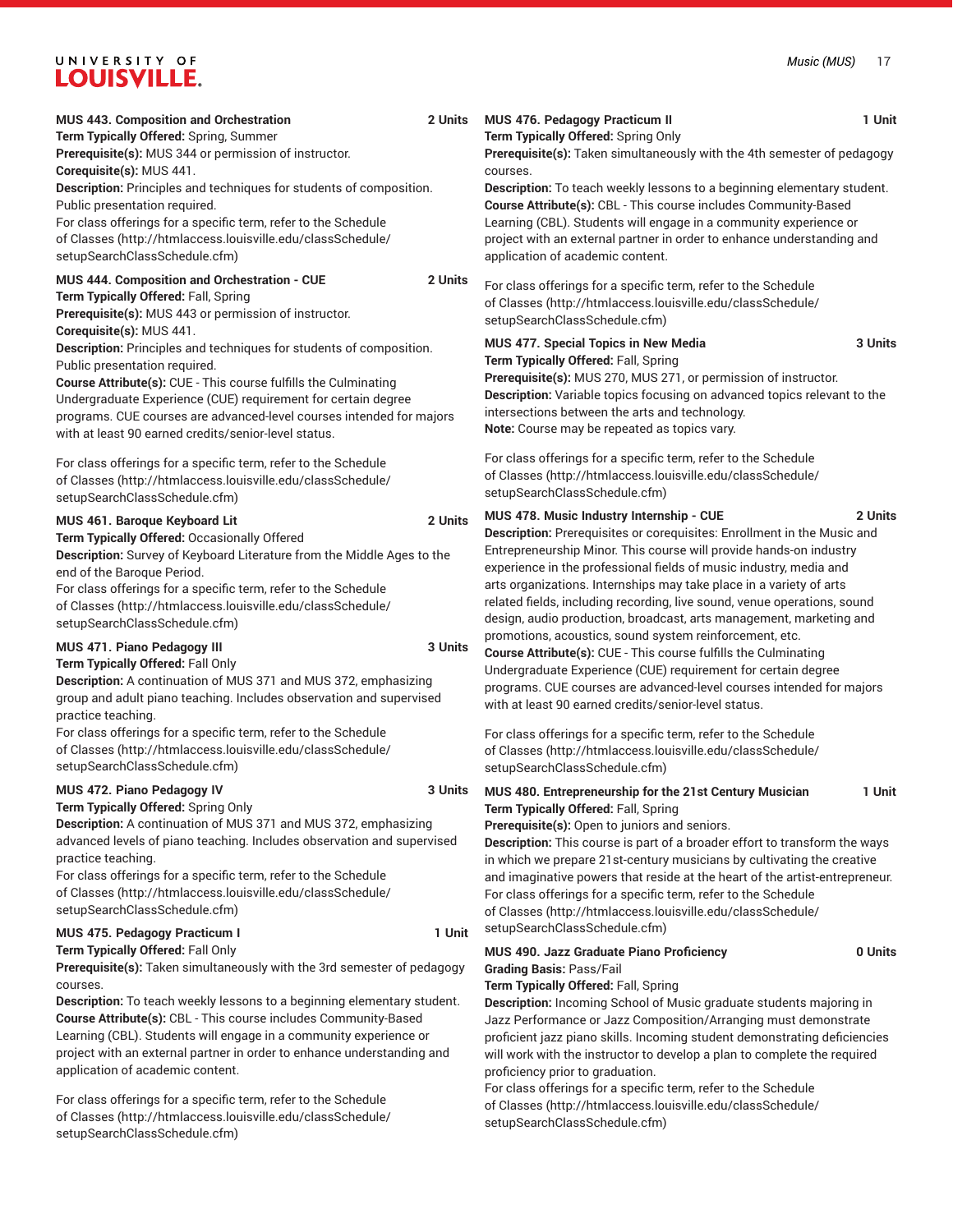**MUS 443. Composition and Orchestration** **2 Units**
**Term Typically Offered:** Spring, Summer
**Prerequisite(s):** MUS 344 or permission of instructor.
**Corequisite(s):** MUS 441.
**Description:** Principles and techniques for students of composition. Public presentation required.
For class offerings for a specific term, refer to the Schedule of Classes (http://htmlaccess.louisville.edu/classSchedule/setupSearchClassSchedule.cfm)

**MUS 444. Composition and Orchestration - CUE** **2 Units**
**Term Typically Offered:** Fall, Spring
**Prerequisite(s):** MUS 443 or permission of instructor.
**Corequisite(s):** MUS 441.
**Description:** Principles and techniques for students of composition. Public presentation required.
**Course Attribute(s):** CUE - This course fulfills the Culminating Undergraduate Experience (CUE) requirement for certain degree programs. CUE courses are advanced-level courses intended for majors with at least 90 earned credits/senior-level status.

For class offerings for a specific term, refer to the Schedule of Classes (http://htmlaccess.louisville.edu/classSchedule/setupSearchClassSchedule.cfm)

**MUS 461. Baroque Keyboard Lit** **2 Units**
**Term Typically Offered:** Occasionally Offered
**Description:** Survey of Keyboard Literature from the Middle Ages to the end of the Baroque Period.
For class offerings for a specific term, refer to the Schedule of Classes (http://htmlaccess.louisville.edu/classSchedule/setupSearchClassSchedule.cfm)

**MUS 471. Piano Pedagogy III** **3 Units**
**Term Typically Offered:** Fall Only
**Description:** A continuation of MUS 371 and MUS 372, emphasizing group and adult piano teaching. Includes observation and supervised practice teaching.
For class offerings for a specific term, refer to the Schedule of Classes (http://htmlaccess.louisville.edu/classSchedule/setupSearchClassSchedule.cfm)

**MUS 472. Piano Pedagogy IV** **3 Units**
**Term Typically Offered:** Spring Only
**Description:** A continuation of MUS 371 and MUS 372, emphasizing advanced levels of piano teaching. Includes observation and supervised practice teaching.
For class offerings for a specific term, refer to the Schedule of Classes (http://htmlaccess.louisville.edu/classSchedule/setupSearchClassSchedule.cfm)

**MUS 475. Pedagogy Practicum I** **1 Unit**
**Term Typically Offered:** Fall Only
**Prerequisite(s):** Taken simultaneously with the 3rd semester of pedagogy courses.
**Description:** To teach weekly lessons to a beginning elementary student.
**Course Attribute(s):** CBL - This course includes Community-Based Learning (CBL). Students will engage in a community experience or project with an external partner in order to enhance understanding and application of academic content.

For class offerings for a specific term, refer to the Schedule of Classes (http://htmlaccess.louisville.edu/classSchedule/setupSearchClassSchedule.cfm)

**MUS 476. Pedagogy Practicum II** **1 Unit**
**Term Typically Offered:** Spring Only
**Prerequisite(s):** Taken simultaneously with the 4th semester of pedagogy courses.
**Description:** To teach weekly lessons to a beginning elementary student.
**Course Attribute(s):** CBL - This course includes Community-Based Learning (CBL). Students will engage in a community experience or project with an external partner in order to enhance understanding and application of academic content.

For class offerings for a specific term, refer to the Schedule of Classes (http://htmlaccess.louisville.edu/classSchedule/setupSearchClassSchedule.cfm)

**MUS 477. Special Topics in New Media** **3 Units**
**Term Typically Offered:** Fall, Spring
**Prerequisite(s):** MUS 270, MUS 271, or permission of instructor.
**Description:** Variable topics focusing on advanced topics relevant to the intersections between the arts and technology.
**Note:** Course may be repeated as topics vary.

For class offerings for a specific term, refer to the Schedule of Classes (http://htmlaccess.louisville.edu/classSchedule/setupSearchClassSchedule.cfm)

**MUS 478. Music Industry Internship - CUE** **2 Units**
**Description:** Prerequisites or corequisites: Enrollment in the Music and Entrepreneurship Minor. This course will provide hands-on industry experience in the professional fields of music industry, media and arts organizations. Internships may take place in a variety of arts related fields, including recording, live sound, venue operations, sound design, audio production, broadcast, arts management, marketing and promotions, acoustics, sound system reinforcement, etc.
**Course Attribute(s):** CUE - This course fulfills the Culminating Undergraduate Experience (CUE) requirement for certain degree programs. CUE courses are advanced-level courses intended for majors with at least 90 earned credits/senior-level status.

For class offerings for a specific term, refer to the Schedule of Classes (http://htmlaccess.louisville.edu/classSchedule/setupSearchClassSchedule.cfm)

**MUS 480. Entrepreneurship for the 21st Century Musician** **1 Unit**
**Term Typically Offered:** Fall, Spring
**Prerequisite(s):** Open to juniors and seniors.
**Description:** This course is part of a broader effort to transform the ways in which we prepare 21st-century musicians by cultivating the creative and imaginative powers that reside at the heart of the artist-entrepreneur.
For class offerings for a specific term, refer to the Schedule of Classes (http://htmlaccess.louisville.edu/classSchedule/setupSearchClassSchedule.cfm)

**MUS 490. Jazz Graduate Piano Proficiency** **0 Units**
**Grading Basis:** Pass/Fail
**Term Typically Offered:** Fall, Spring
**Description:** Incoming School of Music graduate students majoring in Jazz Performance or Jazz Composition/Arranging must demonstrate proficient jazz piano skills. Incoming student demonstrating deficiencies will work with the instructor to develop a plan to complete the required proficiency prior to graduation.
For class offerings for a specific term, refer to the Schedule of Classes (http://htmlaccess.louisville.edu/classSchedule/setupSearchClassSchedule.cfm)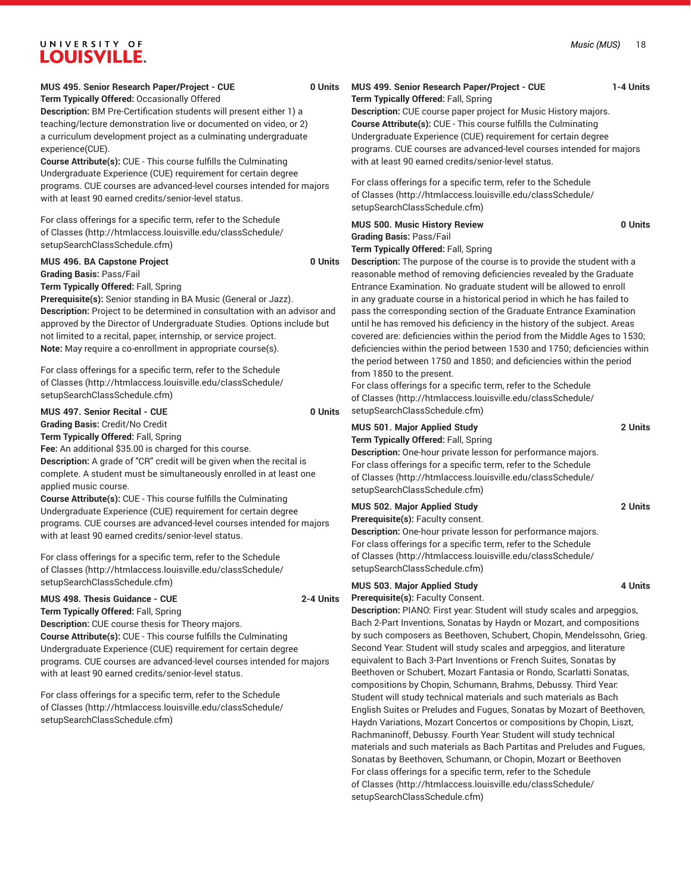### MUS 495. Senior Research Paper/Project - CUE 0 Units

**Term Typically Offered:** Occasionally Offered

**Description:** BM Pre-Certification students will present either 1) a teaching/lecture demonstration live or documented on video, or 2) a curriculum development project as a culminating undergraduate experience(CUE).

**Course Attribute(s):** CUE - This course fulfills the Culminating Undergraduate Experience (CUE) requirement for certain degree programs. CUE courses are advanced-level courses intended for majors with at least 90 earned credits/senior-level status.

For class offerings for a specific term, refer to the Schedule of Classes (http://htmlaccess.louisville.edu/classSchedule/setupSearchClassSchedule.cfm)

### MUS 496. BA Capstone Project 0 Units

**Grading Basis:** Pass/Fail

**Term Typically Offered:** Fall, Spring

**Prerequisite(s):** Senior standing in BA Music (General or Jazz).

**Description:** Project to be determined in consultation with an advisor and approved by the Director of Undergraduate Studies. Options include but not limited to a recital, paper, internship, or service project.

**Note:** May require a co-enrollment in appropriate course(s).

For class offerings for a specific term, refer to the Schedule of Classes (http://htmlaccess.louisville.edu/classSchedule/setupSearchClassSchedule.cfm)

### MUS 497. Senior Recital - CUE 0 Units

**Grading Basis:** Credit/No Credit

**Term Typically Offered:** Fall, Spring

**Fee:** An additional $35.00 is charged for this course.

**Description:** A grade of "CR" credit will be given when the recital is complete. A student must be simultaneously enrolled in at least one applied music course.

**Course Attribute(s):** CUE - This course fulfills the Culminating Undergraduate Experience (CUE) requirement for certain degree programs. CUE courses are advanced-level courses intended for majors with at least 90 earned credits/senior-level status.

For class offerings for a specific term, refer to the Schedule of Classes (http://htmlaccess.louisville.edu/classSchedule/setupSearchClassSchedule.cfm)

### MUS 498. Thesis Guidance - CUE 2-4 Units

**Term Typically Offered:** Fall, Spring

**Description:** CUE course thesis for Theory majors.

**Course Attribute(s):** CUE - This course fulfills the Culminating Undergraduate Experience (CUE) requirement for certain degree programs. CUE courses are advanced-level courses intended for majors with at least 90 earned credits/senior-level status.

For class offerings for a specific term, refer to the Schedule of Classes (http://htmlaccess.louisville.edu/classSchedule/setupSearchClassSchedule.cfm)

### MUS 499. Senior Research Paper/Project - CUE 1-4 Units

**Term Typically Offered:** Fall, Spring

**Description:** CUE course paper project for Music History majors.

**Course Attribute(s):** CUE - This course fulfills the Culminating Undergraduate Experience (CUE) requirement for certain degree programs. CUE courses are advanced-level courses intended for majors with at least 90 earned credits/senior-level status.

For class offerings for a specific term, refer to the Schedule of Classes (http://htmlaccess.louisville.edu/classSchedule/setupSearchClassSchedule.cfm)

### MUS 500. Music History Review 0 Units

**Grading Basis:** Pass/Fail

**Term Typically Offered:** Fall, Spring

**Description:** The purpose of the course is to provide the student with a reasonable method of removing deficiencies revealed by the Graduate Entrance Examination. No graduate student will be allowed to enroll in any graduate course in a historical period in which he has failed to pass the corresponding section of the Graduate Entrance Examination until he has removed his deficiency in the history of the subject. Areas covered are: deficiencies within the period from the Middle Ages to 1530; deficiencies within the period between 1530 and 1750; deficiencies within the period between 1750 and 1850; and deficiencies within the period from 1850 to the present.

For class offerings for a specific term, refer to the Schedule of Classes (http://htmlaccess.louisville.edu/classSchedule/setupSearchClassSchedule.cfm)

### MUS 501. Major Applied Study 2 Units

**Term Typically Offered:** Fall, Spring

**Description:** One-hour private lesson for performance majors.

For class offerings for a specific term, refer to the Schedule of Classes (http://htmlaccess.louisville.edu/classSchedule/setupSearchClassSchedule.cfm)

### MUS 502. Major Applied Study 2 Units

**Prerequisite(s):** Faculty consent.

**Description:** One-hour private lesson for performance majors.

For class offerings for a specific term, refer to the Schedule of Classes (http://htmlaccess.louisville.edu/classSchedule/setupSearchClassSchedule.cfm)

### MUS 503. Major Applied Study 4 Units

**Prerequisite(s):** Faculty Consent.

**Description:** PIANO: First year. Student will study scales and arpeggios, Bach 2-Part Inventions, Sonatas by Haydn or Mozart, and compositions by such composers as Beethoven, Schubert, Chopin, Mendelssohn, Grieg. Second Year: Student will study scales and arpeggios, and literature equivalent to Bach 3-Part Inventions or French Suites, Sonatas by Beethoven or Schubert, Mozart Fantasia or Rondo, Scarlatti Sonatas, compositions by Chopin, Schumann, Brahms, Debussy. Third Year: Student will study technical materials and such materials as Bach English Suites or Preludes and Fugues, Sonatas by Mozart of Beethoven, Haydn Variations, Mozart Concertos or compositions by Chopin, Liszt, Rachmaninoff, Debussy. Fourth Year: Student will study technical materials and such materials as Bach Partitas and Preludes and Fugues, Sonatas by Beethoven, Schumann, or Chopin, Mozart or Beethoven

For class offerings for a specific term, refer to the Schedule of Classes (http://htmlaccess.louisville.edu/classSchedule/setupSearchClassSchedule.cfm)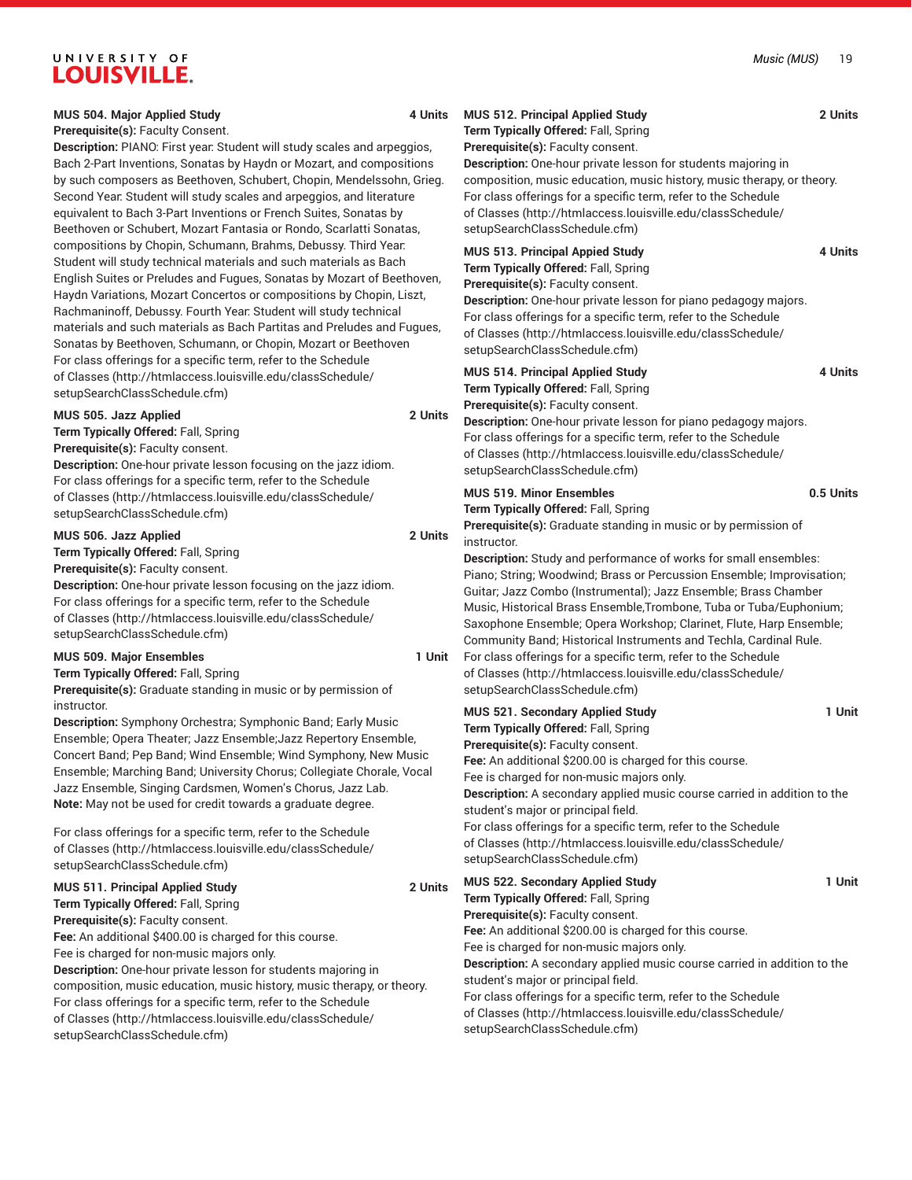**MUS 504. Major Applied Study 4 Units**

**Prerequisite(s):** Faculty Consent.

**Description:** PIANO: First year: Student will study scales and arpeggios, Bach 2-Part Inventions, Sonatas by Haydn or Mozart, and compositions by such composers as Beethoven, Schubert, Chopin, Mendelssohn, Grieg. Second Year: Student will study scales and arpeggios, and literature equivalent to Bach 3-Part Inventions or French Suites, Sonatas by Beethoven or Schubert, Mozart Fantasia or Rondo, Scarlatti Sonatas, compositions by Chopin, Schumann, Brahms, Debussy. Third Year: Student will study technical materials and such materials as Bach English Suites or Preludes and Fugues, Sonatas by Mozart of Beethoven, Haydn Variations, Mozart Concertos or compositions by Chopin, Liszt, Rachmaninoff, Debussy. Fourth Year: Student will study technical materials and such materials as Bach Partitas and Preludes and Fugues, Sonatas by Beethoven, Schumann, or Chopin, Mozart or Beethoven

For class offerings for a specific term, refer to the Schedule of Classes (http://htmlaccess.louisville.edu/classSchedule/setupSearchClassSchedule.cfm)

**MUS 505. Jazz Applied 2 Units**

**Term Typically Offered:** Fall, Spring

**Prerequisite(s):** Faculty consent.

**Description:** One-hour private lesson focusing on the jazz idiom.

For class offerings for a specific term, refer to the Schedule of Classes (http://htmlaccess.louisville.edu/classSchedule/setupSearchClassSchedule.cfm)

**MUS 506. Jazz Applied 2 Units**

**Term Typically Offered:** Fall, Spring

**Prerequisite(s):** Faculty consent.

**Description:** One-hour private lesson focusing on the jazz idiom.

For class offerings for a specific term, refer to the Schedule of Classes (http://htmlaccess.louisville.edu/classSchedule/setupSearchClassSchedule.cfm)

**MUS 509. Major Ensembles 1 Unit**

**Term Typically Offered:** Fall, Spring

**Prerequisite(s):** Graduate standing in music or by permission of instructor.

**Description:** Symphony Orchestra; Symphonic Band; Early Music Ensemble; Opera Theater; Jazz Ensemble;Jazz Repertory Ensemble, Concert Band; Pep Band; Wind Ensemble; Wind Symphony, New Music Ensemble; Marching Band; University Chorus; Collegiate Chorale, Vocal Jazz Ensemble, Singing Cardsmen, Women's Chorus, Jazz Lab.

**Note:** May not be used for credit towards a graduate degree.

For class offerings for a specific term, refer to the Schedule of Classes (http://htmlaccess.louisville.edu/classSchedule/setupSearchClassSchedule.cfm)

**MUS 511. Principal Applied Study 2 Units**

**Term Typically Offered:** Fall, Spring

**Prerequisite(s):** Faculty consent.

**Fee:** An additional $400.00 is charged for this course.

Fee is charged for non-music majors only.

**Description:** One-hour private lesson for students majoring in composition, music education, music history, music therapy, or theory.

For class offerings for a specific term, refer to the Schedule of Classes (http://htmlaccess.louisville.edu/classSchedule/setupSearchClassSchedule.cfm)

**MUS 512. Principal Applied Study 2 Units**

**Term Typically Offered:** Fall, Spring

**Prerequisite(s):** Faculty consent.

**Description:** One-hour private lesson for students majoring in composition, music education, music history, music therapy, or theory.

For class offerings for a specific term, refer to the Schedule of Classes (http://htmlaccess.louisville.edu/classSchedule/setupSearchClassSchedule.cfm)

**MUS 513. Principal Appied Study 4 Units**

**Term Typically Offered:** Fall, Spring

**Prerequisite(s):** Faculty consent.

**Description:** One-hour private lesson for piano pedagogy majors.

For class offerings for a specific term, refer to the Schedule of Classes (http://htmlaccess.louisville.edu/classSchedule/setupSearchClassSchedule.cfm)

**MUS 514. Principal Applied Study 4 Units**

**Term Typically Offered:** Fall, Spring

**Prerequisite(s):** Faculty consent.

**Description:** One-hour private lesson for piano pedagogy majors.

For class offerings for a specific term, refer to the Schedule of Classes (http://htmlaccess.louisville.edu/classSchedule/setupSearchClassSchedule.cfm)

**MUS 519. Minor Ensembles 0.5 Units**

**Term Typically Offered:** Fall, Spring

**Prerequisite(s):** Graduate standing in music or by permission of instructor.

**Description:** Study and performance of works for small ensembles: Piano; String; Woodwind; Brass or Percussion Ensemble; Improvisation; Guitar; Jazz Combo (Instrumental); Jazz Ensemble; Brass Chamber Music, Historical Brass Ensemble,Trombone, Tuba or Tuba/Euphonium; Saxophone Ensemble; Opera Workshop; Clarinet, Flute, Harp Ensemble; Community Band; Historical Instruments and Techla, Cardinal Rule.

For class offerings for a specific term, refer to the Schedule of Classes (http://htmlaccess.louisville.edu/classSchedule/setupSearchClassSchedule.cfm)

**MUS 521. Secondary Applied Study 1 Unit**

**Term Typically Offered:** Fall, Spring

**Prerequisite(s):** Faculty consent.

**Fee:** An additional $200.00 is charged for this course.

Fee is charged for non-music majors only.

**Description:** A secondary applied music course carried in addition to the student's major or principal field.

For class offerings for a specific term, refer to the Schedule of Classes (http://htmlaccess.louisville.edu/classSchedule/setupSearchClassSchedule.cfm)

**MUS 522. Secondary Applied Study 1 Unit**

**Term Typically Offered:** Fall, Spring

**Prerequisite(s):** Faculty consent.

**Fee:** An additional $200.00 is charged for this course.

Fee is charged for non-music majors only.

**Description:** A secondary applied music course carried in addition to the student's major or principal field.

For class offerings for a specific term, refer to the Schedule of Classes (http://htmlaccess.louisville.edu/classSchedule/setupSearchClassSchedule.cfm)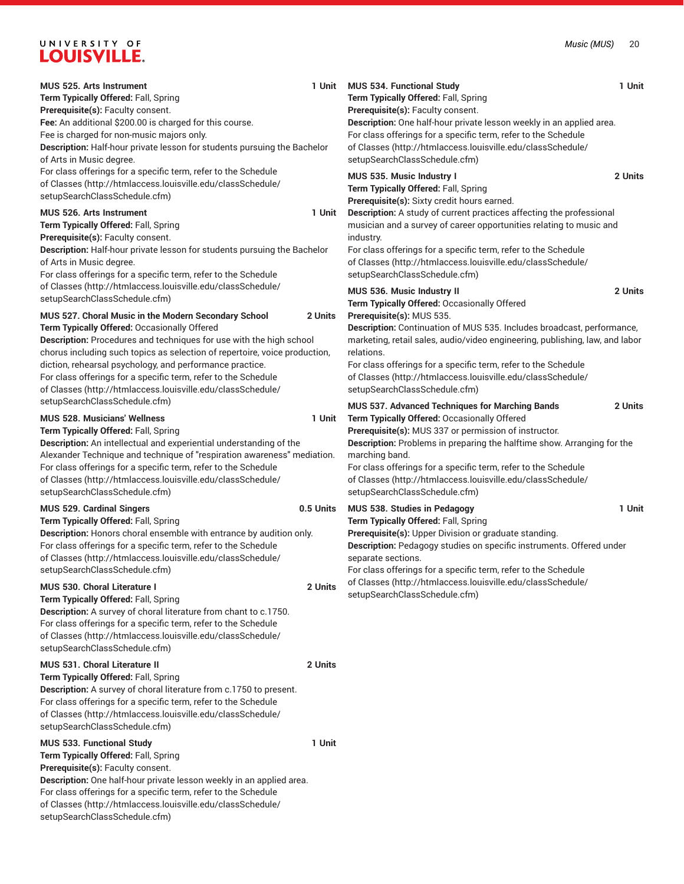**MUS 525. Arts Instrument** 1 Unit
**Term Typically Offered:** Fall, Spring
**Prerequisite(s):** Faculty consent.
**Fee:** An additional $200.00 is charged for this course.
Fee is charged for non-music majors only.
**Description:** Half-hour private lesson for students pursuing the Bachelor of Arts in Music degree.
For class offerings for a specific term, refer to the Schedule of Classes (http://htmlaccess.louisville.edu/classSchedule/setupSearchClassSchedule.cfm)

**MUS 526. Arts Instrument** 1 Unit
**Term Typically Offered:** Fall, Spring
**Prerequisite(s):** Faculty consent.
**Description:** Half-hour private lesson for students pursuing the Bachelor of Arts in Music degree.
For class offerings for a specific term, refer to the Schedule of Classes (http://htmlaccess.louisville.edu/classSchedule/setupSearchClassSchedule.cfm)

**MUS 527. Choral Music in the Modern Secondary School** 2 Units
**Term Typically Offered:** Occasionally Offered
**Description:** Procedures and techniques for use with the high school chorus including such topics as selection of repertoire, voice production, diction, rehearsal psychology, and performance practice.
For class offerings for a specific term, refer to the Schedule of Classes (http://htmlaccess.louisville.edu/classSchedule/setupSearchClassSchedule.cfm)

**MUS 528. Musicians' Wellness** 1 Unit
**Term Typically Offered:** Fall, Spring
**Description:** An intellectual and experiential understanding of the Alexander Technique and technique of "respiration awareness" mediation.
For class offerings for a specific term, refer to the Schedule of Classes (http://htmlaccess.louisville.edu/classSchedule/setupSearchClassSchedule.cfm)

**MUS 529. Cardinal Singers** 0.5 Units
**Term Typically Offered:** Fall, Spring
**Description:** Honors choral ensemble with entrance by audition only.
For class offerings for a specific term, refer to the Schedule of Classes (http://htmlaccess.louisville.edu/classSchedule/setupSearchClassSchedule.cfm)

**MUS 530. Choral Literature I** 2 Units
**Term Typically Offered:** Fall, Spring
**Description:** A survey of choral literature from chant to c.1750.
For class offerings for a specific term, refer to the Schedule of Classes (http://htmlaccess.louisville.edu/classSchedule/setupSearchClassSchedule.cfm)

**MUS 531. Choral Literature II** 2 Units
**Term Typically Offered:** Fall, Spring
**Description:** A survey of choral literature from c.1750 to present.
For class offerings for a specific term, refer to the Schedule of Classes (http://htmlaccess.louisville.edu/classSchedule/setupSearchClassSchedule.cfm)

**MUS 533. Functional Study** 1 Unit
**Term Typically Offered:** Fall, Spring
**Prerequisite(s):** Faculty consent.
**Description:** One half-hour private lesson weekly in an applied area.
For class offerings for a specific term, refer to the Schedule of Classes (http://htmlaccess.louisville.edu/classSchedule/setupSearchClassSchedule.cfm)

**MUS 534. Functional Study** 1 Unit
**Term Typically Offered:** Fall, Spring
**Prerequisite(s):** Faculty consent.
**Description:** One half-hour private lesson weekly in an applied area.
For class offerings for a specific term, refer to the Schedule of Classes (http://htmlaccess.louisville.edu/classSchedule/setupSearchClassSchedule.cfm)

**MUS 535. Music Industry I** 2 Units
**Term Typically Offered:** Fall, Spring
**Prerequisite(s):** Sixty credit hours earned.
**Description:** A study of current practices affecting the professional musician and a survey of career opportunities relating to music and industry.
For class offerings for a specific term, refer to the Schedule of Classes (http://htmlaccess.louisville.edu/classSchedule/setupSearchClassSchedule.cfm)

**MUS 536. Music Industry II** 2 Units
**Term Typically Offered:** Occasionally Offered
**Prerequisite(s):** MUS 535.
**Description:** Continuation of MUS 535. Includes broadcast, performance, marketing, retail sales, audio/video engineering, publishing, law, and labor relations.
For class offerings for a specific term, refer to the Schedule of Classes (http://htmlaccess.louisville.edu/classSchedule/setupSearchClassSchedule.cfm)

**MUS 537. Advanced Techniques for Marching Bands** 2 Units
**Term Typically Offered:** Occasionally Offered
**Prerequisite(s):** MUS 337 or permission of instructor.
**Description:** Problems in preparing the halftime show. Arranging for the marching band.
For class offerings for a specific term, refer to the Schedule of Classes (http://htmlaccess.louisville.edu/classSchedule/setupSearchClassSchedule.cfm)

**MUS 538. Studies in Pedagogy** 1 Unit
**Term Typically Offered:** Fall, Spring
**Prerequisite(s):** Upper Division or graduate standing.
**Description:** Pedagogy studies on specific instruments. Offered under separate sections.
For class offerings for a specific term, refer to the Schedule of Classes (http://htmlaccess.louisville.edu/classSchedule/setupSearchClassSchedule.cfm)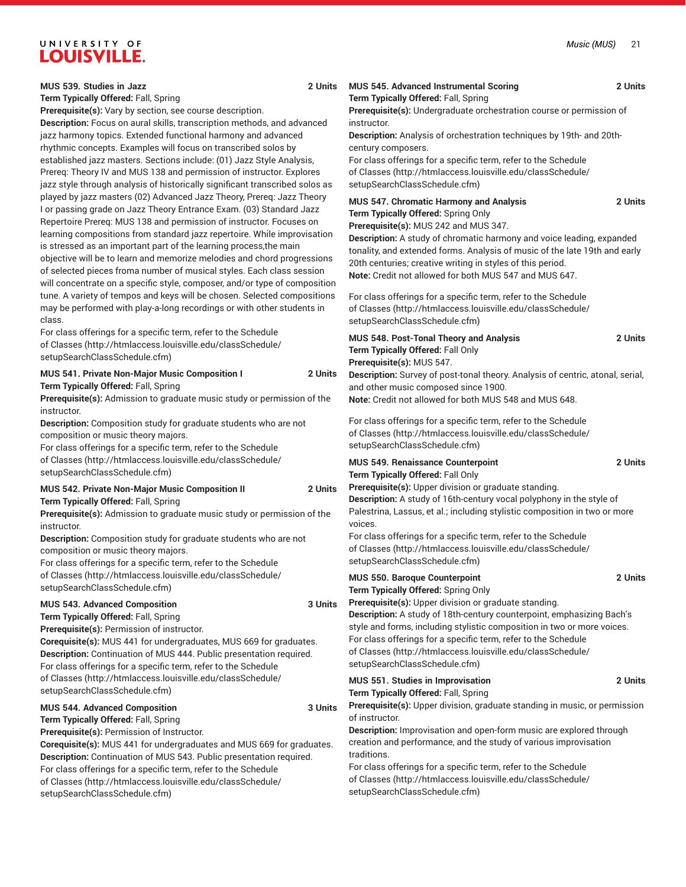**MUS 539. Studies in Jazz** 2 Units
**Term Typically Offered:** Fall, Spring
**Prerequisite(s):** Vary by section, see course description.
**Description:** Focus on aural skills, transcription methods, and advanced jazz harmony topics. Extended functional harmony and advanced rhythmic concepts. Examples will focus on transcribed solos by established jazz masters. Sections include: (01) Jazz Style Analysis, Prereq: Theory IV and MUS 138 and permission of instructor. Explores jazz style through analysis of historically significant transcribed solos as played by jazz masters (02) Advanced Jazz Theory, Prereq: Jazz Theory I or passing grade on Jazz Theory Entrance Exam. (03) Standard Jazz Repertoire Prereq: MUS 138 and permission of instructor. Focuses on learning compositions from standard jazz repertoire. While improvisation is stressed as an important part of the learning process,the main objective will be to learn and memorize melodies and chord progressions of selected pieces froma number of musical styles. Each class session will concentrate on a specific style, composer, and/or type of composition tune. A variety of tempos and keys will be chosen. Selected compositions may be performed with play-a-long recordings or with other students in class.
For class offerings for a specific term, refer to the Schedule of Classes (http://htmlaccess.louisville.edu/classSchedule/setupSearchClassSchedule.cfm)

**MUS 541. Private Non-Major Music Composition I** 2 Units
**Term Typically Offered:** Fall, Spring
**Prerequisite(s):** Admission to graduate music study or permission of the instructor.
**Description:** Composition study for graduate students who are not composition or music theory majors.
For class offerings for a specific term, refer to the Schedule of Classes (http://htmlaccess.louisville.edu/classSchedule/setupSearchClassSchedule.cfm)

**MUS 542. Private Non-Major Music Composition II** 2 Units
**Term Typically Offered:** Fall, Spring
**Prerequisite(s):** Admission to graduate music study or permission of the instructor.
**Description:** Composition study for graduate students who are not composition or music theory majors.
For class offerings for a specific term, refer to the Schedule of Classes (http://htmlaccess.louisville.edu/classSchedule/setupSearchClassSchedule.cfm)

**MUS 543. Advanced Composition** 3 Units
**Term Typically Offered:** Fall, Spring
**Prerequisite(s):** Permission of instructor.
**Corequisite(s):** MUS 441 for undergraduates, MUS 669 for graduates.
**Description:** Continuation of MUS 444. Public presentation required.
For class offerings for a specific term, refer to the Schedule of Classes (http://htmlaccess.louisville.edu/classSchedule/setupSearchClassSchedule.cfm)

**MUS 544. Advanced Composition** 3 Units
**Term Typically Offered:** Fall, Spring
**Prerequisite(s):** Permission of Instructor.
**Corequisite(s):** MUS 441 for undergraduates and MUS 669 for graduates.
**Description:** Continuation of MUS 543. Public presentation required.
For class offerings for a specific term, refer to the Schedule of Classes (http://htmlaccess.louisville.edu/classSchedule/setupSearchClassSchedule.cfm)

**MUS 545. Advanced Instrumental Scoring** 2 Units
**Term Typically Offered:** Fall, Spring
**Prerequisite(s):** Undergraduate orchestration course or permission of instructor.
**Description:** Analysis of orchestration techniques by 19th- and 20th-century composers.
For class offerings for a specific term, refer to the Schedule of Classes (http://htmlaccess.louisville.edu/classSchedule/setupSearchClassSchedule.cfm)

**MUS 547. Chromatic Harmony and Analysis** 2 Units
**Term Typically Offered:** Spring Only
**Prerequisite(s):** MUS 242 and MUS 347.
**Description:** A study of chromatic harmony and voice leading, expanded tonality, and extended forms. Analysis of music of the late 19th and early 20th centuries; creative writing in styles of this period.
**Note:** Credit not allowed for both MUS 547 and MUS 647.

For class offerings for a specific term, refer to the Schedule of Classes (http://htmlaccess.louisville.edu/classSchedule/setupSearchClassSchedule.cfm)

**MUS 548. Post-Tonal Theory and Analysis** 2 Units
**Term Typically Offered:** Fall Only
**Prerequisite(s):** MUS 547.
**Description:** Survey of post-tonal theory. Analysis of centric, atonal, serial, and other music composed since 1900.
**Note:** Credit not allowed for both MUS 548 and MUS 648.

For class offerings for a specific term, refer to the Schedule of Classes (http://htmlaccess.louisville.edu/classSchedule/setupSearchClassSchedule.cfm)

**MUS 549. Renaissance Counterpoint** 2 Units
**Term Typically Offered:** Fall Only
**Prerequisite(s):** Upper division or graduate standing.
**Description:** A study of 16th-century vocal polyphony in the style of Palestrina, Lassus, et al.; including stylistic composition in two or more voices.
For class offerings for a specific term, refer to the Schedule of Classes (http://htmlaccess.louisville.edu/classSchedule/setupSearchClassSchedule.cfm)

**MUS 550. Baroque Counterpoint** 2 Units
**Term Typically Offered:** Spring Only
**Prerequisite(s):** Upper division or graduate standing.
**Description:** A study of 18th-century counterpoint, emphasizing Bach's style and forms, including stylistic composition in two or more voices.
For class offerings for a specific term, refer to the Schedule of Classes (http://htmlaccess.louisville.edu/classSchedule/setupSearchClassSchedule.cfm)

**MUS 551. Studies in Improvisation** 2 Units
**Term Typically Offered:** Fall, Spring
**Prerequisite(s):** Upper division, graduate standing in music, or permission of instructor.
**Description:** Improvisation and open-form music are explored through creation and performance, and the study of various improvisation traditions.
For class offerings for a specific term, refer to the Schedule of Classes (http://htmlaccess.louisville.edu/classSchedule/setupSearchClassSchedule.cfm)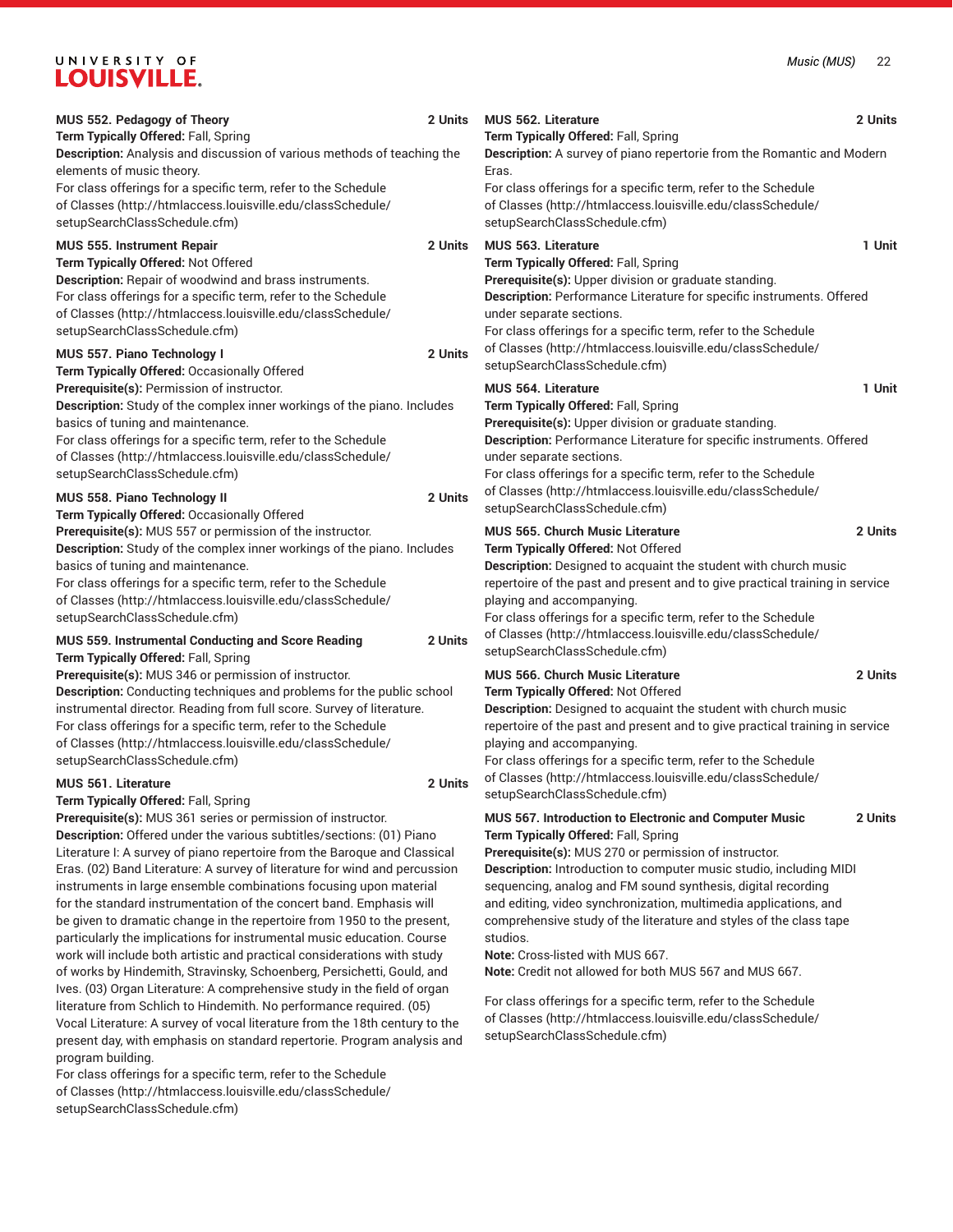**MUS 552. Pedagogy of Theory** 2 Units
**Term Typically Offered:** Fall, Spring
**Description:** Analysis and discussion of various methods of teaching the elements of music theory.
For class offerings for a specific term, refer to the Schedule of Classes (http://htmlaccess.louisville.edu/classSchedule/setupSearchClassSchedule.cfm)

**MUS 555. Instrument Repair** 2 Units
**Term Typically Offered:** Not Offered
**Description:** Repair of woodwind and brass instruments.
For class offerings for a specific term, refer to the Schedule of Classes (http://htmlaccess.louisville.edu/classSchedule/setupSearchClassSchedule.cfm)

**MUS 557. Piano Technology I** 2 Units
**Term Typically Offered:** Occasionally Offered
**Prerequisite(s):** Permission of instructor.
**Description:** Study of the complex inner workings of the piano. Includes basics of tuning and maintenance.
For class offerings for a specific term, refer to the Schedule of Classes (http://htmlaccess.louisville.edu/classSchedule/setupSearchClassSchedule.cfm)

**MUS 558. Piano Technology II** 2 Units
**Term Typically Offered:** Occasionally Offered
**Prerequisite(s):** MUS 557 or permission of the instructor.
**Description:** Study of the complex inner workings of the piano. Includes basics of tuning and maintenance.
For class offerings for a specific term, refer to the Schedule of Classes (http://htmlaccess.louisville.edu/classSchedule/setupSearchClassSchedule.cfm)

**MUS 559. Instrumental Conducting and Score Reading** 2 Units
**Term Typically Offered:** Fall, Spring
**Prerequisite(s):** MUS 346 or permission of instructor.
**Description:** Conducting techniques and problems for the public school instrumental director. Reading from full score. Survey of literature.
For class offerings for a specific term, refer to the Schedule of Classes (http://htmlaccess.louisville.edu/classSchedule/setupSearchClassSchedule.cfm)

**MUS 561. Literature** 2 Units
**Term Typically Offered:** Fall, Spring
**Prerequisite(s):** MUS 361 series or permission of instructor.
**Description:** Offered under the various subtitles/sections: (01) Piano Literature I: A survey of piano repertoire from the Baroque and Classical Eras. (02) Band Literature: A survey of literature for wind and percussion instruments in large ensemble combinations focusing upon material for the standard instrumentation of the concert band. Emphasis will be given to dramatic change in the repertoire from 1950 to the present, particularly the implications for instrumental music education. Course work will include both artistic and practical considerations with study of works by Hindemith, Stravinsky, Schoenberg, Persichetti, Gould, and Ives. (03) Organ Literature: A comprehensive study in the field of organ literature from Schlich to Hindemith. No performance required. (05) Vocal Literature: A survey of vocal literature from the 18th century to the present day, with emphasis on standard repertorie. Program analysis and program building.
For class offerings for a specific term, refer to the Schedule of Classes (http://htmlaccess.louisville.edu/classSchedule/setupSearchClassSchedule.cfm)

**MUS 562. Literature** 2 Units
**Term Typically Offered:** Fall, Spring
**Description:** A survey of piano repertorie from the Romantic and Modern Eras.
For class offerings for a specific term, refer to the Schedule of Classes (http://htmlaccess.louisville.edu/classSchedule/setupSearchClassSchedule.cfm)

**MUS 563. Literature** 1 Unit
**Term Typically Offered:** Fall, Spring
**Prerequisite(s):** Upper division or graduate standing.
**Description:** Performance Literature for specific instruments. Offered under separate sections.
For class offerings for a specific term, refer to the Schedule of Classes (http://htmlaccess.louisville.edu/classSchedule/setupSearchClassSchedule.cfm)

**MUS 564. Literature** 1 Unit
**Term Typically Offered:** Fall, Spring
**Prerequisite(s):** Upper division or graduate standing.
**Description:** Performance Literature for specific instruments. Offered under separate sections.
For class offerings for a specific term, refer to the Schedule of Classes (http://htmlaccess.louisville.edu/classSchedule/setupSearchClassSchedule.cfm)

**MUS 565. Church Music Literature** 2 Units
**Term Typically Offered:** Not Offered
**Description:** Designed to acquaint the student with church music repertoire of the past and present and to give practical training in service playing and accompanying.
For class offerings for a specific term, refer to the Schedule of Classes (http://htmlaccess.louisville.edu/classSchedule/setupSearchClassSchedule.cfm)

**MUS 566. Church Music Literature** 2 Units
**Term Typically Offered:** Not Offered
**Description:** Designed to acquaint the student with church music repertoire of the past and present and to give practical training in service playing and accompanying.
For class offerings for a specific term, refer to the Schedule of Classes (http://htmlaccess.louisville.edu/classSchedule/setupSearchClassSchedule.cfm)

**MUS 567. Introduction to Electronic and Computer Music** 2 Units
**Term Typically Offered:** Fall, Spring
**Prerequisite(s):** MUS 270 or permission of instructor.
**Description:** Introduction to computer music studio, including MIDI sequencing, analog and FM sound synthesis, digital recording and editing, video synchronization, multimedia applications, and comprehensive study of the literature and styles of the class tape studios.
**Note:** Cross-listed with MUS 667.
**Note:** Credit not allowed for both MUS 567 and MUS 667.

For class offerings for a specific term, refer to the Schedule of Classes (http://htmlaccess.louisville.edu/classSchedule/setupSearchClassSchedule.cfm)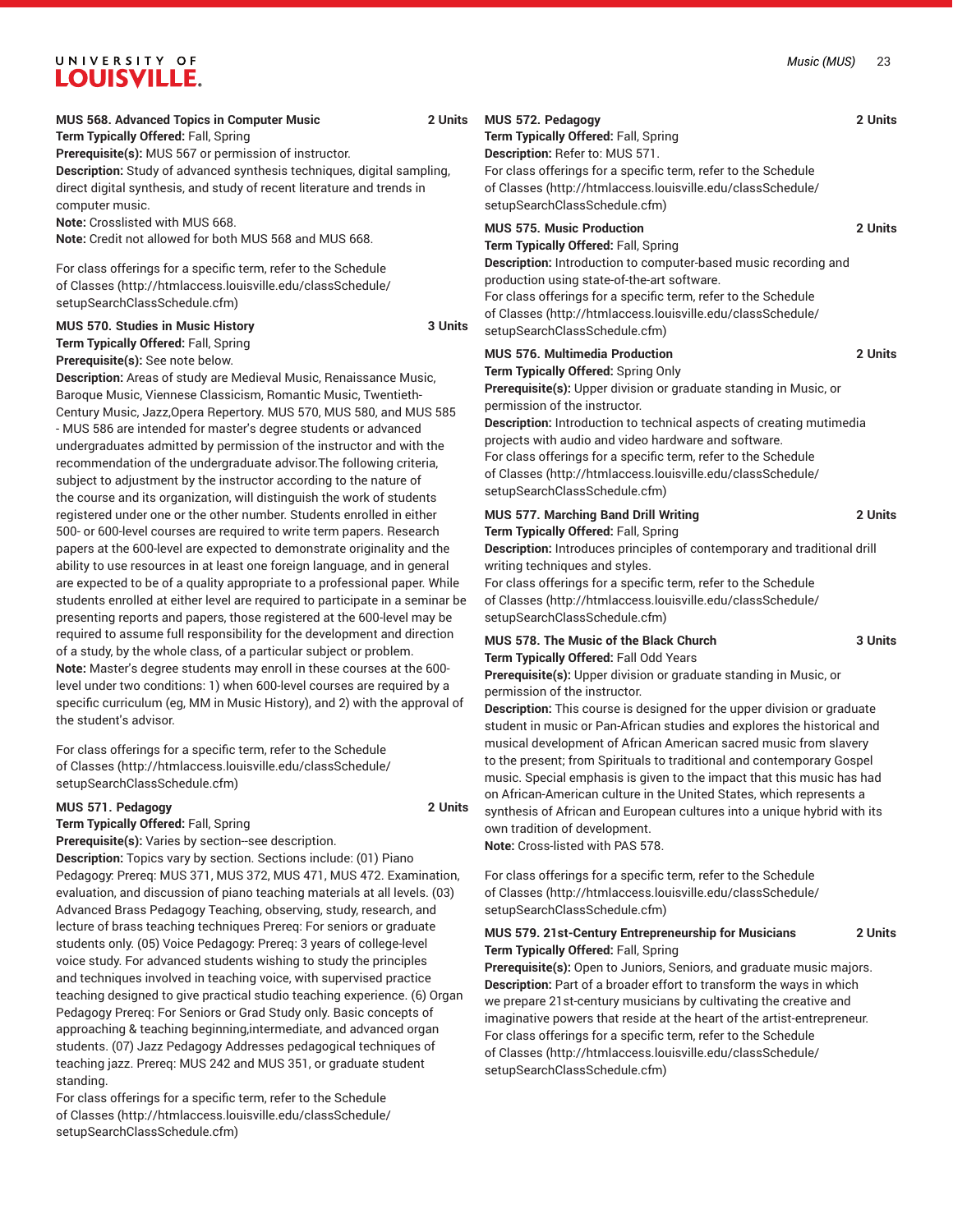**MUS 568. Advanced Topics in Computer Music** **2 Units**
**Term Typically Offered:** Fall, Spring
**Prerequisite(s):** MUS 567 or permission of instructor.
**Description:** Study of advanced synthesis techniques, digital sampling, direct digital synthesis, and study of recent literature and trends in computer music.
**Note:** Crosslisted with MUS 668.
**Note:** Credit not allowed for both MUS 568 and MUS 668.

For class offerings for a specific term, refer to the Schedule of Classes (http://htmlaccess.louisville.edu/classSchedule/setupSearchClassSchedule.cfm)

**MUS 570. Studies in Music History** **3 Units**
**Term Typically Offered:** Fall, Spring
**Prerequisite(s):** See note below.
**Description:** Areas of study are Medieval Music, Renaissance Music, Baroque Music, Viennese Classicism, Romantic Music, Twentieth-Century Music, Jazz,Opera Repertory. MUS 570, MUS 580, and MUS 585 - MUS 586 are intended for master's degree students or advanced undergraduates admitted by permission of the instructor and with the recommendation of the undergraduate advisor.The following criteria, subject to adjustment by the instructor according to the nature of the course and its organization, will distinguish the work of students registered under one or the other number. Students enrolled in either 500- or 600-level courses are required to write term papers. Research papers at the 600-level are expected to demonstrate originality and the ability to use resources in at least one foreign language, and in general are expected to be of a quality appropriate to a professional paper. While students enrolled at either level are required to participate in a seminar be presenting reports and papers, those registered at the 600-level may be required to assume full responsibility for the development and direction of a study, by the whole class, of a particular subject or problem.
**Note:** Master's degree students may enroll in these courses at the 600-level under two conditions: 1) when 600-level courses are required by a specific curriculum (eg, MM in Music History), and 2) with the approval of the student's advisor.

For class offerings for a specific term, refer to the Schedule of Classes (http://htmlaccess.louisville.edu/classSchedule/setupSearchClassSchedule.cfm)

**MUS 571. Pedagogy** **2 Units**
**Term Typically Offered:** Fall, Spring
**Prerequisite(s):** Varies by section--see description.
**Description:** Topics vary by section. Sections include: (01) Piano Pedagogy: Prereq: MUS 371, MUS 372, MUS 471, MUS 472. Examination, evaluation, and discussion of piano teaching materials at all levels. (03) Advanced Brass Pedagogy Teaching, observing, study, research, and lecture of brass teaching techniques Prereq: For seniors or graduate students only. (05) Voice Pedagogy: Prereq: 3 years of college-level voice study. For advanced students wishing to study the principles and techniques involved in teaching voice, with supervised practice teaching designed to give practical studio teaching experience. (6) Organ Pedagogy Prereq: For Seniors or Grad Study only. Basic concepts of approaching & teaching beginning,intermediate, and advanced organ students. (07) Jazz Pedagogy Addresses pedagogical techniques of teaching jazz. Prereq: MUS 242 and MUS 351, or graduate student standing.
For class offerings for a specific term, refer to the Schedule of Classes (http://htmlaccess.louisville.edu/classSchedule/setupSearchClassSchedule.cfm)

**MUS 572. Pedagogy** **2 Units**
**Term Typically Offered:** Fall, Spring
**Description:** Refer to: MUS 571.
For class offerings for a specific term, refer to the Schedule of Classes (http://htmlaccess.louisville.edu/classSchedule/setupSearchClassSchedule.cfm)

**MUS 575. Music Production** **2 Units**
**Term Typically Offered:** Fall, Spring
**Description:** Introduction to computer-based music recording and production using state-of-the-art software.
For class offerings for a specific term, refer to the Schedule of Classes (http://htmlaccess.louisville.edu/classSchedule/setupSearchClassSchedule.cfm)

**MUS 576. Multimedia Production** **2 Units**
**Term Typically Offered:** Spring Only
**Prerequisite(s):** Upper division or graduate standing in Music, or permission of the instructor.
**Description:** Introduction to technical aspects of creating mutimedia projects with audio and video hardware and software.
For class offerings for a specific term, refer to the Schedule of Classes (http://htmlaccess.louisville.edu/classSchedule/setupSearchClassSchedule.cfm)

**MUS 577. Marching Band Drill Writing** **2 Units**
**Term Typically Offered:** Fall, Spring
**Description:** Introduces principles of contemporary and traditional drill writing techniques and styles.
For class offerings for a specific term, refer to the Schedule of Classes (http://htmlaccess.louisville.edu/classSchedule/setupSearchClassSchedule.cfm)

**MUS 578. The Music of the Black Church** **3 Units**
**Term Typically Offered:** Fall Odd Years
**Prerequisite(s):** Upper division or graduate standing in Music, or permission of the instructor.
**Description:** This course is designed for the upper division or graduate student in music or Pan-African studies and explores the historical and musical development of African American sacred music from slavery to the present; from Spirituals to traditional and contemporary Gospel music. Special emphasis is given to the impact that this music has had on African-American culture in the United States, which represents a synthesis of African and European cultures into a unique hybrid with its own tradition of development.
**Note:** Cross-listed with PAS 578.

For class offerings for a specific term, refer to the Schedule of Classes (http://htmlaccess.louisville.edu/classSchedule/setupSearchClassSchedule.cfm)

**MUS 579. 21st-Century Entrepreneurship for Musicians** **2 Units**
**Term Typically Offered:** Fall, Spring
**Prerequisite(s):** Open to Juniors, Seniors, and graduate music majors.
**Description:** Part of a broader effort to transform the ways in which we prepare 21st-century musicians by cultivating the creative and imaginative powers that reside at the heart of the artist-entrepreneur.
For class offerings for a specific term, refer to the Schedule of Classes (http://htmlaccess.louisville.edu/classSchedule/setupSearchClassSchedule.cfm)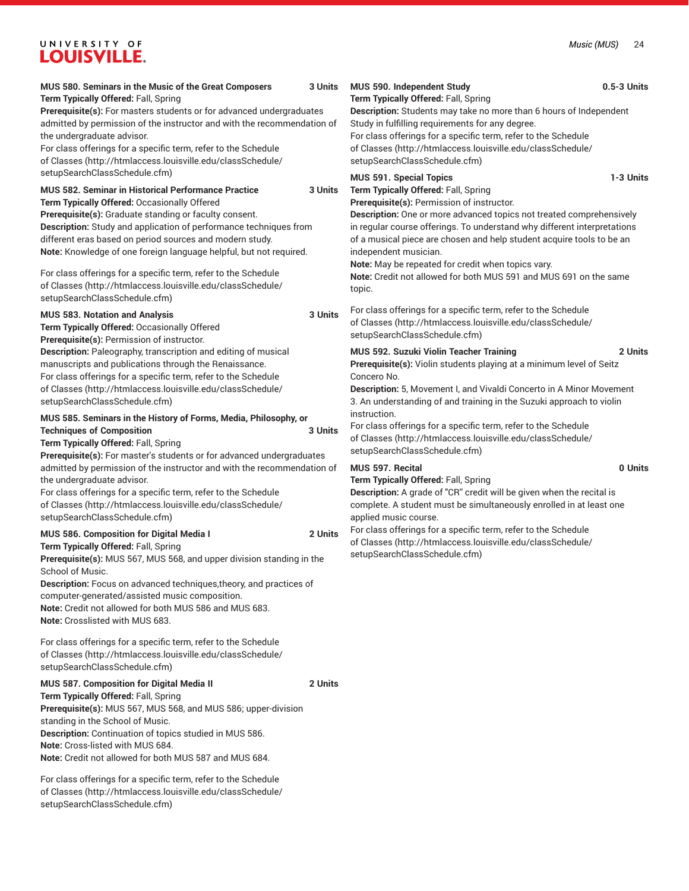**MUS 580. Seminars in the Music of the Great Composers** 3 Units
**Term Typically Offered:** Fall, Spring
**Prerequisite(s):** For masters students or for advanced undergraduates admitted by permission of the instructor and with the recommendation of the undergraduate advisor.
For class offerings for a specific term, refer to the Schedule of Classes (http://htmlaccess.louisville.edu/classSchedule/setupSearchClassSchedule.cfm)

**MUS 582. Seminar in Historical Performance Practice** 3 Units
**Term Typically Offered:** Occasionally Offered
**Prerequisite(s):** Graduate standing or faculty consent.
**Description:** Study and application of performance techniques from different eras based on period sources and modern study.
**Note:** Knowledge of one foreign language helpful, but not required.

For class offerings for a specific term, refer to the Schedule of Classes (http://htmlaccess.louisville.edu/classSchedule/setupSearchClassSchedule.cfm)

**MUS 583. Notation and Analysis** 3 Units
**Term Typically Offered:** Occasionally Offered
**Prerequisite(s):** Permission of instructor.
**Description:** Paleography, transcription and editing of musical manuscripts and publications through the Renaissance.
For class offerings for a specific term, refer to the Schedule of Classes (http://htmlaccess.louisville.edu/classSchedule/setupSearchClassSchedule.cfm)

**MUS 585. Seminars in the History of Forms, Media, Philosophy, or Techniques of Composition** 3 Units
**Term Typically Offered:** Fall, Spring
**Prerequisite(s):** For master's students or for advanced undergraduates admitted by permission of the instructor and with the recommendation of the undergraduate advisor.
For class offerings for a specific term, refer to the Schedule of Classes (http://htmlaccess.louisville.edu/classSchedule/setupSearchClassSchedule.cfm)

**MUS 586. Composition for Digital Media I** 2 Units
**Term Typically Offered:** Fall, Spring
**Prerequisite(s):** MUS 567, MUS 568, and upper division standing in the School of Music.
**Description:** Focus on advanced techniques,theory, and practices of computer-generated/assisted music composition.
**Note:** Credit not allowed for both MUS 586 and MUS 683.
**Note:** Crosslisted with MUS 683.

For class offerings for a specific term, refer to the Schedule of Classes (http://htmlaccess.louisville.edu/classSchedule/setupSearchClassSchedule.cfm)

**MUS 587. Composition for Digital Media II** 2 Units
**Term Typically Offered:** Fall, Spring
**Prerequisite(s):** MUS 567, MUS 568, and MUS 586; upper-division standing in the School of Music.
**Description:** Continuation of topics studied in MUS 586.
**Note:** Cross-listed with MUS 684.
**Note:** Credit not allowed for both MUS 587 and MUS 684.

For class offerings for a specific term, refer to the Schedule of Classes (http://htmlaccess.louisville.edu/classSchedule/setupSearchClassSchedule.cfm)

**MUS 590. Independent Study** 0.5-3 Units
**Term Typically Offered:** Fall, Spring
**Description:** Students may take no more than 6 hours of Independent Study in fulfilling requirements for any degree.
For class offerings for a specific term, refer to the Schedule of Classes (http://htmlaccess.louisville.edu/classSchedule/setupSearchClassSchedule.cfm)

**MUS 591. Special Topics** 1-3 Units
**Term Typically Offered:** Fall, Spring
**Prerequisite(s):** Permission of instructor.
**Description:** One or more advanced topics not treated comprehensively in regular course offerings. To understand why different interpretations of a musical piece are chosen and help student acquire tools to be an independent musician.
**Note:** May be repeated for credit when topics vary.
**Note:** Credit not allowed for both MUS 591 and MUS 691 on the same topic.

For class offerings for a specific term, refer to the Schedule of Classes (http://htmlaccess.louisville.edu/classSchedule/setupSearchClassSchedule.cfm)

**MUS 592. Suzuki Violin Teacher Training** 2 Units
**Prerequisite(s):** Violin students playing at a minimum level of Seitz Concero No.
**Description:** 5, Movement I, and Vivaldi Concerto in A Minor Movement 3. An understanding of and training in the Suzuki approach to violin instruction.
For class offerings for a specific term, refer to the Schedule of Classes (http://htmlaccess.louisville.edu/classSchedule/setupSearchClassSchedule.cfm)

**MUS 597. Recital** 0 Units
**Term Typically Offered:** Fall, Spring
**Description:** A grade of "CR" credit will be given when the recital is complete. A student must be simultaneously enrolled in at least one applied music course.
For class offerings for a specific term, refer to the Schedule of Classes (http://htmlaccess.louisville.edu/classSchedule/setupSearchClassSchedule.cfm)